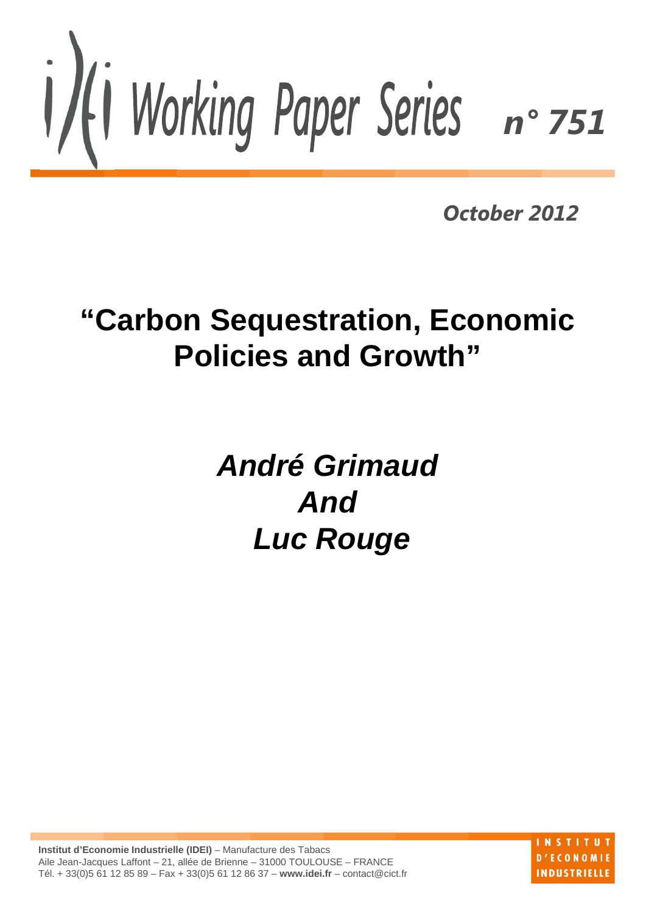# IDEI Working Paper Series n° 751

*October 2012*

# "Carbon Sequestration, Economic Policies and Growth"

***André Grimaud***
***And***
***Luc Rouge***

**Institut d'Economie Industrielle (IDEI)** – Manufacture des Tabacs
Aile Jean-Jacques Laffont – 21, allée de Brienne – 31000 TOULOUSE – FRANCE
Tél. + 33(0)5 61 12 85 89 – Fax + 33(0)5 61 12 86 37 – **www.idei.fr** – contact@cict.fr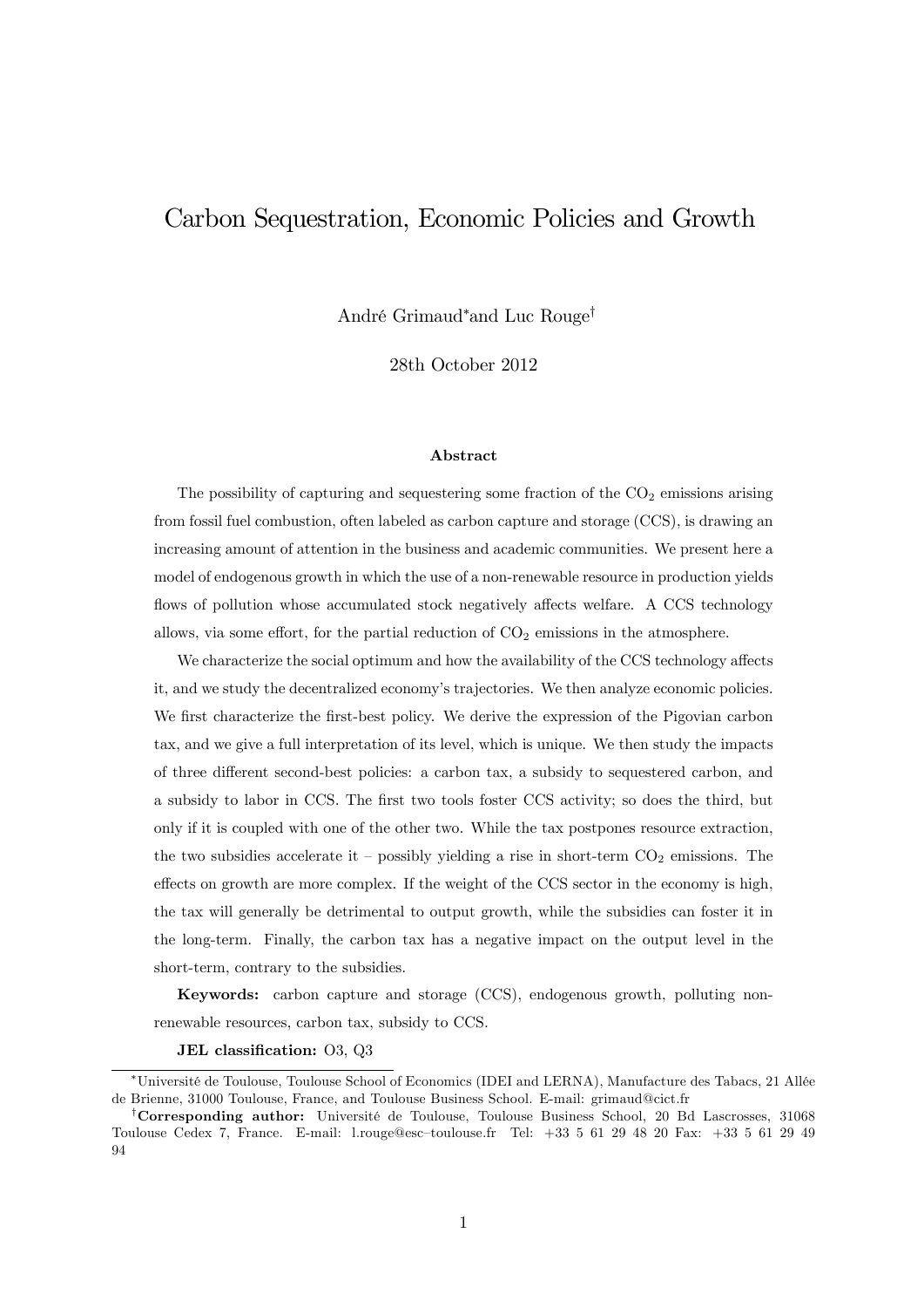# Carbon Sequestration, Economic Policies and Growth

André Grimaud* and Luc Rouge†

28th October 2012

### Abstract

The possibility of capturing and sequestering some fraction of the $CO_2$ emissions arising from fossil fuel combustion, often labeled as carbon capture and storage (CCS), is drawing an increasing amount of attention in the business and academic communities. We present here a model of endogenous growth in which the use of a non-renewable resource in production yields flows of pollution whose accumulated stock negatively affects welfare. A CCS technology allows, via some effort, for the partial reduction of $CO_2$ emissions in the atmosphere.

We characterize the social optimum and how the availability of the CCS technology affects it, and we study the decentralized economy's trajectories. We then analyze economic policies. We first characterize the first-best policy. We derive the expression of the Pigovian carbon tax, and we give a full interpretation of its level, which is unique. We then study the impacts of three different second-best policies: a carbon tax, a subsidy to sequestered carbon, and a subsidy to labor in CCS. The first two tools foster CCS activity; so does the third, but only if it is coupled with one of the other two. While the tax postpones resource extraction, the two subsidies accelerate it – possibly yielding a rise in short-term $CO_2$ emissions. The effects on growth are more complex. If the weight of the CCS sector in the economy is high, the tax will generally be detrimental to output growth, while the subsidies can foster it in the long-term. Finally, the carbon tax has a negative impact on the output level in the short-term, contrary to the subsidies.

**Keywords:** carbon capture and storage (CCS), endogenous growth, polluting non-renewable resources, carbon tax, subsidy to CCS.

**JEL classification:** O3, Q3

---

*Université de Toulouse, Toulouse School of Economics (IDEI and LERNA), Manufacture des Tabacs, 21 Allée de Brienne, 31000 Toulouse, France, and Toulouse Business School. E-mail: grimaud@cict.fr

†**Corresponding author:** Université de Toulouse, Toulouse Business School, 20 Bd Lascrosses, 31068 Toulouse Cedex 7, France. E-mail: l.rouge@esc–toulouse.fr Tel: +33 5 61 29 48 20 Fax: +33 5 61 29 49 94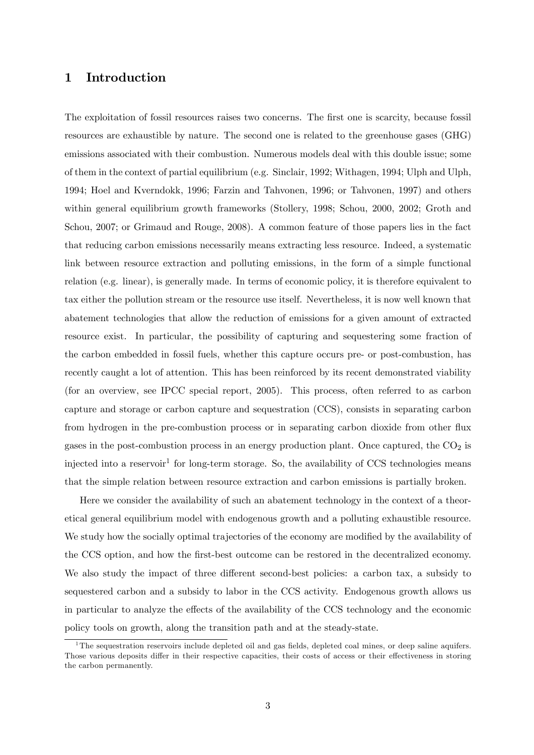# 1 Introduction

The exploitation of fossil resources raises two concerns. The first one is scarcity, because fossil resources are exhaustible by nature. The second one is related to the greenhouse gases (GHG) emissions associated with their combustion. Numerous models deal with this double issue; some of them in the context of partial equilibrium (e.g. Sinclair, 1992; Withagen, 1994; Ulph and Ulph, 1994; Hoel and Kverndokk, 1996; Farzin and Tahvonen, 1996; or Tahvonen, 1997) and others within general equilibrium growth frameworks (Stollery, 1998; Schou, 2000, 2002; Groth and Schou, 2007; or Grimaud and Rouge, 2008). A common feature of those papers lies in the fact that reducing carbon emissions necessarily means extracting less resource. Indeed, a systematic link between resource extraction and polluting emissions, in the form of a simple functional relation (e.g. linear), is generally made. In terms of economic policy, it is therefore equivalent to tax either the pollution stream or the resource use itself. Nevertheless, it is now well known that abatement technologies that allow the reduction of emissions for a given amount of extracted resource exist. In particular, the possibility of capturing and sequestering some fraction of the carbon embedded in fossil fuels, whether this capture occurs pre- or post-combustion, has recently caught a lot of attention. This has been reinforced by its recent demonstrated viability (for an overview, see IPCC special report, 2005). This process, often referred to as carbon capture and storage or carbon capture and sequestration (CCS), consists in separating carbon from hydrogen in the pre-combustion process or in separating carbon dioxide from other flux gases in the post-combustion process in an energy production plant. Once captured, the $CO_2$ is injected into a reservoir[1] for long-term storage. So, the availability of CCS technologies means that the simple relation between resource extraction and carbon emissions is partially broken.

Here we consider the availability of such an abatement technology in the context of a theoretical general equilibrium model with endogenous growth and a polluting exhaustible resource. We study how the socially optimal trajectories of the economy are modified by the availability of the CCS option, and how the first-best outcome can be restored in the decentralized economy. We also study the impact of three different second-best policies: a carbon tax, a subsidy to sequestered carbon and a subsidy to labor in the CCS activity. Endogenous growth allows us in particular to analyze the effects of the availability of the CCS technology and the economic policy tools on growth, along the transition path and at the steady-state.

[1] The sequestration reservoirs include depleted oil and gas fields, depleted coal mines, or deep saline aquifers. Those various deposits differ in their respective capacities, their costs of access or their effectiveness in storing the carbon permanently.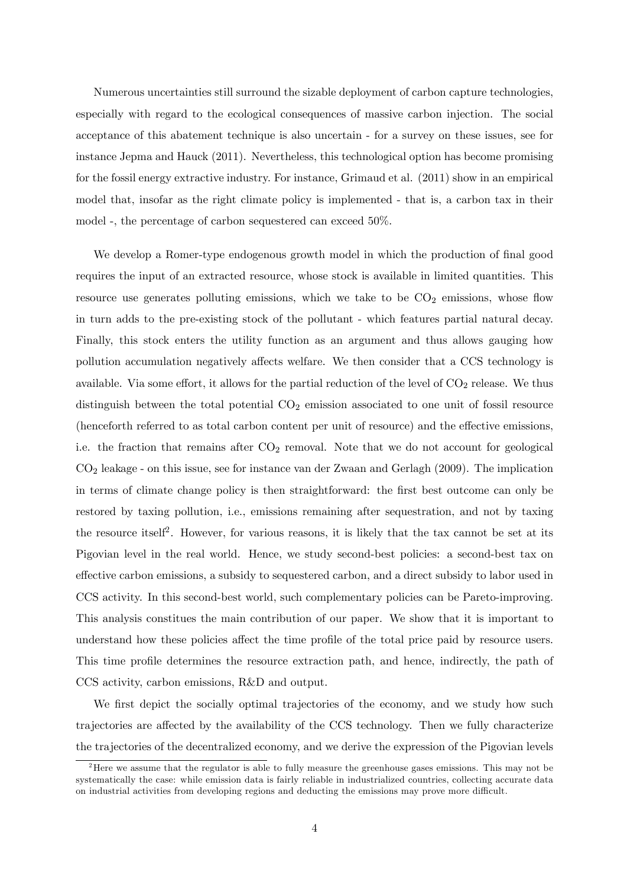Numerous uncertainties still surround the sizable deployment of carbon capture technologies, especially with regard to the ecological consequences of massive carbon injection. The social acceptance of this abatement technique is also uncertain - for a survey on these issues, see for instance Jepma and Hauck (2011). Nevertheless, this technological option has become promising for the fossil energy extractive industry. For instance, Grimaud et al. (2011) show in an empirical model that, insofar as the right climate policy is implemented - that is, a carbon tax in their model -, the percentage of carbon sequestered can exceed 50%.

We develop a Romer-type endogenous growth model in which the production of final good requires the input of an extracted resource, whose stock is available in limited quantities. This resource use generates polluting emissions, which we take to be $CO_2$ emissions, whose flow in turn adds to the pre-existing stock of the pollutant - which features partial natural decay. Finally, this stock enters the utility function as an argument and thus allows gauging how pollution accumulation negatively affects welfare. We then consider that a CCS technology is available. Via some effort, it allows for the partial reduction of the level of $CO_2$ release. We thus distinguish between the total potential $CO_2$ emission associated to one unit of fossil resource (henceforth referred to as total carbon content per unit of resource) and the effective emissions, i.e. the fraction that remains after $CO_2$ removal. Note that we do not account for geological $CO_2$ leakage - on this issue, see for instance van der Zwaan and Gerlagh (2009). The implication in terms of climate change policy is then straightforward: the first best outcome can only be restored by taxing pollution, i.e., emissions remaining after sequestration, and not by taxing the resource itself[2]. However, for various reasons, it is likely that the tax cannot be set at its Pigovian level in the real world. Hence, we study second-best policies: a second-best tax on effective carbon emissions, a subsidy to sequestered carbon, and a direct subsidy to labor used in CCS activity. In this second-best world, such complementary policies can be Pareto-improving. This analysis constitues the main contribution of our paper. We show that it is important to understand how these policies affect the time profile of the total price paid by resource users. This time profile determines the resource extraction path, and hence, indirectly, the path of CCS activity, carbon emissions, R&D and output.

We first depict the socially optimal trajectories of the economy, and we study how such trajectories are affected by the availability of the CCS technology. Then we fully characterize the trajectories of the decentralized economy, and we derive the expression of the Pigovian levels

[2] Here we assume that the regulator is able to fully measure the greenhouse gases emissions. This may not be systematically the case: while emission data is fairly reliable in industrialized countries, collecting accurate data on industrial activities from developing regions and deducting the emissions may prove more difficult.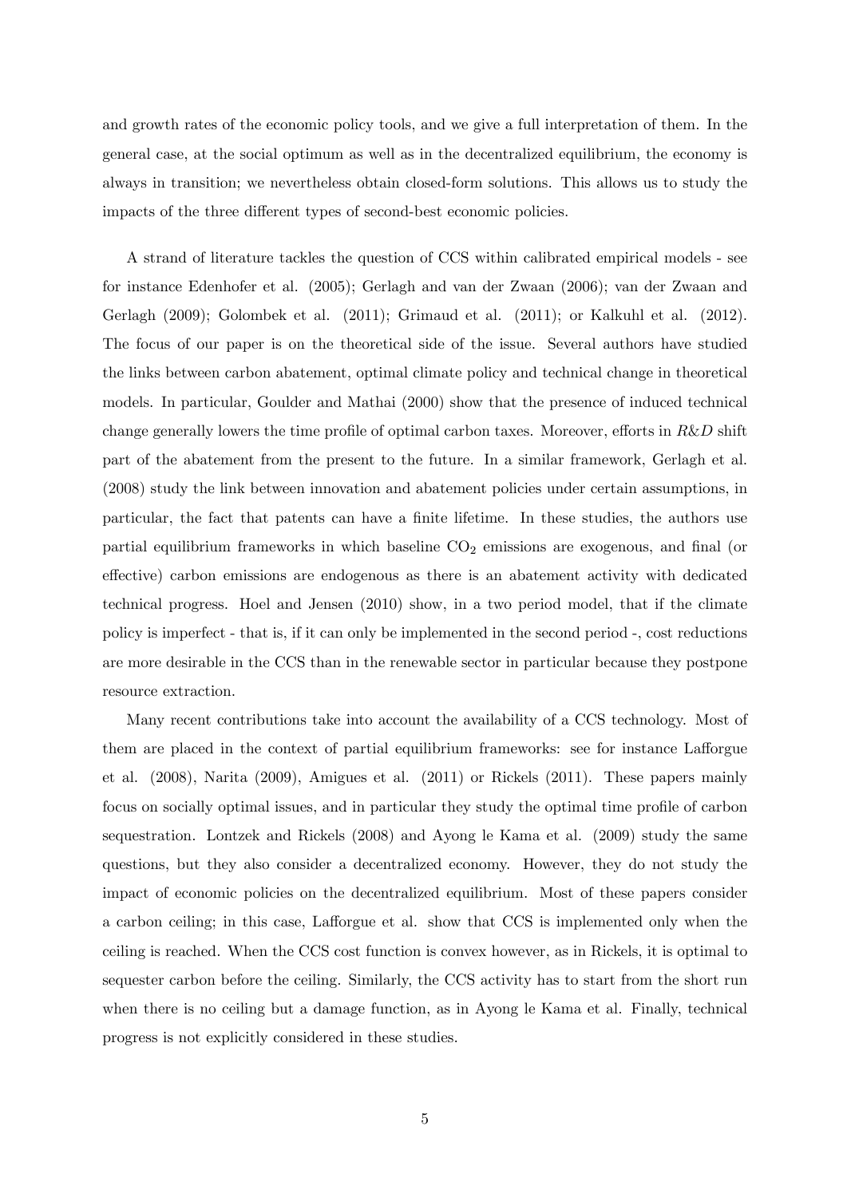and growth rates of the economic policy tools, and we give a full interpretation of them. In the general case, at the social optimum as well as in the decentralized equilibrium, the economy is always in transition; we nevertheless obtain closed-form solutions. This allows us to study the impacts of the three different types of second-best economic policies.

A strand of literature tackles the question of CCS within calibrated empirical models - see for instance Edenhofer et al. (2005); Gerlagh and van der Zwaan (2006); van der Zwaan and Gerlagh (2009); Golombek et al. (2011); Grimaud et al. (2011); or Kalkuhl et al. (2012). The focus of our paper is on the theoretical side of the issue. Several authors have studied the links between carbon abatement, optimal climate policy and technical change in theoretical models. In particular, Goulder and Mathai (2000) show that the presence of induced technical change generally lowers the time profile of optimal carbon taxes. Moreover, efforts in $R\&D$ shift part of the abatement from the present to the future. In a similar framework, Gerlagh et al. (2008) study the link between innovation and abatement policies under certain assumptions, in particular, the fact that patents can have a finite lifetime. In these studies, the authors use partial equilibrium frameworks in which baseline $CO_2$ emissions are exogenous, and final (or effective) carbon emissions are endogenous as there is an abatement activity with dedicated technical progress. Hoel and Jensen (2010) show, in a two period model, that if the climate policy is imperfect - that is, if it can only be implemented in the second period -, cost reductions are more desirable in the CCS than in the renewable sector in particular because they postpone resource extraction.

Many recent contributions take into account the availability of a CCS technology. Most of them are placed in the context of partial equilibrium frameworks: see for instance Lafforgue et al. (2008), Narita (2009), Amigues et al. (2011) or Rickels (2011). These papers mainly focus on socially optimal issues, and in particular they study the optimal time profile of carbon sequestration. Lontzek and Rickels (2008) and Ayong le Kama et al. (2009) study the same questions, but they also consider a decentralized economy. However, they do not study the impact of economic policies on the decentralized equilibrium. Most of these papers consider a carbon ceiling; in this case, Lafforgue et al. show that CCS is implemented only when the ceiling is reached. When the CCS cost function is convex however, as in Rickels, it is optimal to sequester carbon before the ceiling. Similarly, the CCS activity has to start from the short run when there is no ceiling but a damage function, as in Ayong le Kama et al. Finally, technical progress is not explicitly considered in these studies.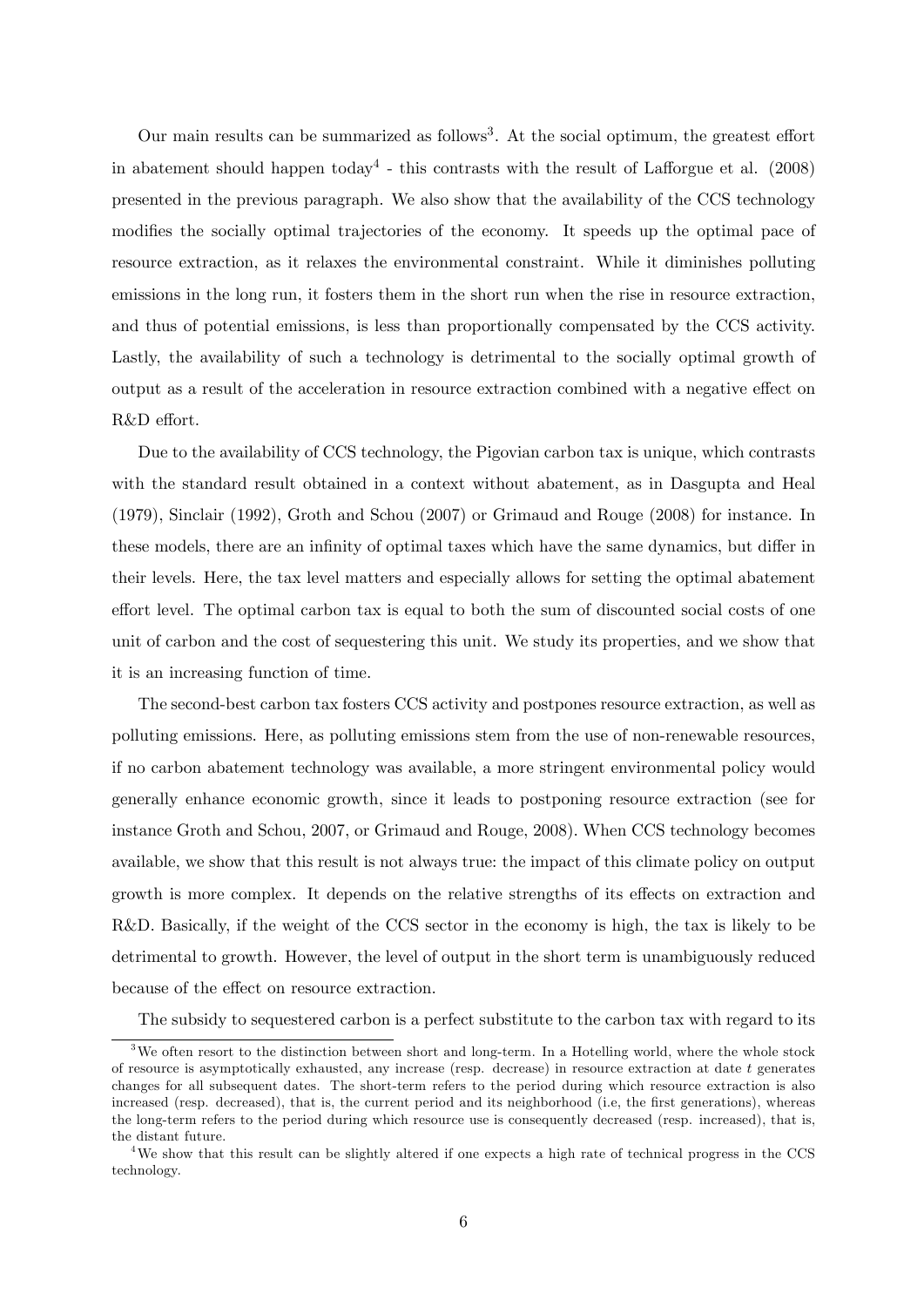Our main results can be summarized as follows[3]. At the social optimum, the greatest effort in abatement should happen today[4] - this contrasts with the result of Lafforgue et al. (2008) presented in the previous paragraph. We also show that the availability of the CCS technology modifies the socially optimal trajectories of the economy. It speeds up the optimal pace of resource extraction, as it relaxes the environmental constraint. While it diminishes polluting emissions in the long run, it fosters them in the short run when the rise in resource extraction, and thus of potential emissions, is less than proportionally compensated by the CCS activity. Lastly, the availability of such a technology is detrimental to the socially optimal growth of output as a result of the acceleration in resource extraction combined with a negative effect on R&D effort.

Due to the availability of CCS technology, the Pigovian carbon tax is unique, which contrasts with the standard result obtained in a context without abatement, as in Dasgupta and Heal (1979), Sinclair (1992), Groth and Schou (2007) or Grimaud and Rouge (2008) for instance. In these models, there are an infinity of optimal taxes which have the same dynamics, but differ in their levels. Here, the tax level matters and especially allows for setting the optimal abatement effort level. The optimal carbon tax is equal to both the sum of discounted social costs of one unit of carbon and the cost of sequestering this unit. We study its properties, and we show that it is an increasing function of time.

The second-best carbon tax fosters CCS activity and postpones resource extraction, as well as polluting emissions. Here, as polluting emissions stem from the use of non-renewable resources, if no carbon abatement technology was available, a more stringent environmental policy would generally enhance economic growth, since it leads to postponing resource extraction (see for instance Groth and Schou, 2007, or Grimaud and Rouge, 2008). When CCS technology becomes available, we show that this result is not always true: the impact of this climate policy on output growth is more complex. It depends on the relative strengths of its effects on extraction and R&D. Basically, if the weight of the CCS sector in the economy is high, the tax is likely to be detrimental to growth. However, the level of output in the short term is unambiguously reduced because of the effect on resource extraction.

The subsidy to sequestered carbon is a perfect substitute to the carbon tax with regard to its

---

[3] We often resort to the distinction between short and long-term. In a Hotelling world, where the whole stock of resource is asymptotically exhausted, any increase (resp. decrease) in resource extraction at date $t$ generates changes for all subsequent dates. The short-term refers to the period during which resource extraction is also increased (resp. decreased), that is, the current period and its neighborhood (i.e, the first generations), whereas the long-term refers to the period during which resource use is consequently decreased (resp. increased), that is, the distant future.

[4] We show that this result can be slightly altered if one expects a high rate of technical progress in the CCS technology.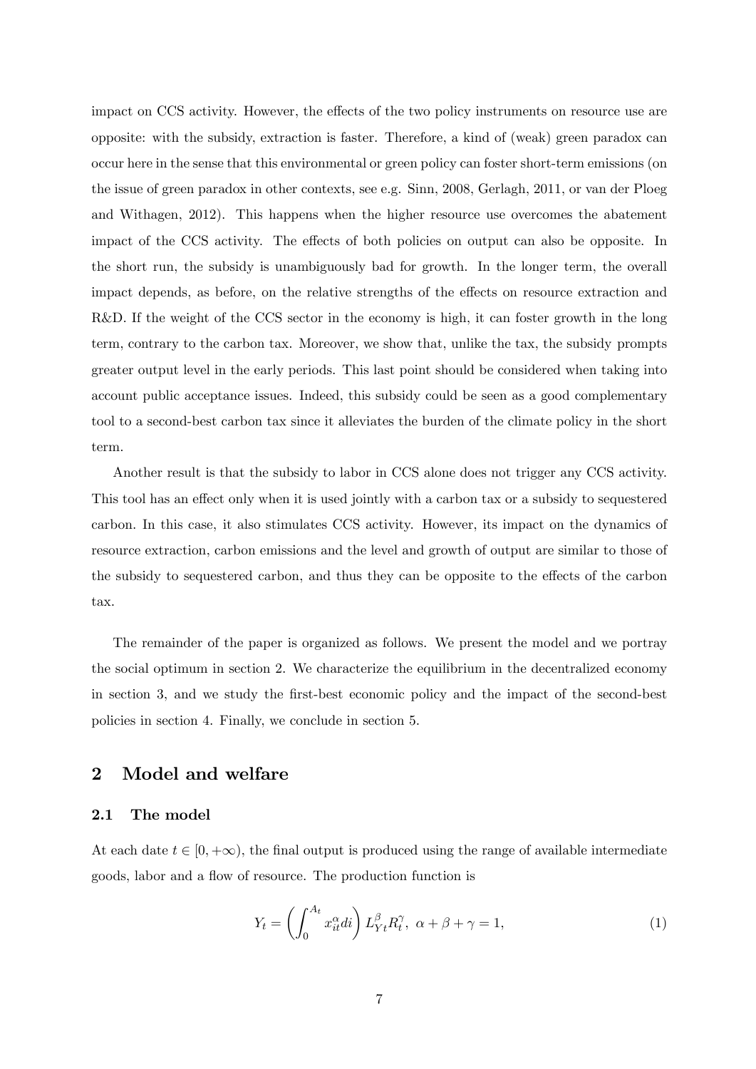impact on CCS activity. However, the effects of the two policy instruments on resource use are opposite: with the subsidy, extraction is faster. Therefore, a kind of (weak) green paradox can occur here in the sense that this environmental or green policy can foster short-term emissions (on the issue of green paradox in other contexts, see e.g. Sinn, 2008, Gerlagh, 2011, or van der Ploeg and Withagen, 2012). This happens when the higher resource use overcomes the abatement impact of the CCS activity. The effects of both policies on output can also be opposite. In the short run, the subsidy is unambiguously bad for growth. In the longer term, the overall impact depends, as before, on the relative strengths of the effects on resource extraction and R&D. If the weight of the CCS sector in the economy is high, it can foster growth in the long term, contrary to the carbon tax. Moreover, we show that, unlike the tax, the subsidy prompts greater output level in the early periods. This last point should be considered when taking into account public acceptance issues. Indeed, this subsidy could be seen as a good complementary tool to a second-best carbon tax since it alleviates the burden of the climate policy in the short term.

Another result is that the subsidy to labor in CCS alone does not trigger any CCS activity. This tool has an effect only when it is used jointly with a carbon tax or a subsidy to sequestered carbon. In this case, it also stimulates CCS activity. However, its impact on the dynamics of resource extraction, carbon emissions and the level and growth of output are similar to those of the subsidy to sequestered carbon, and thus they can be opposite to the effects of the carbon tax.

The remainder of the paper is organized as follows. We present the model and we portray the social optimum in section 2. We characterize the equilibrium in the decentralized economy in section 3, and we study the first-best economic policy and the impact of the second-best policies in section 4. Finally, we conclude in section 5.

## 2 Model and welfare

### 2.1 The model

At each date $t \in [0, +\infty)$, the final output is produced using the range of available intermediate goods, labor and a flow of resource. The production function is

$$Y_t = \left( \int_0^{A_t} x_{it}^{\alpha} di \right) L_{Yt}^{\beta} R_t^{\gamma}, \ \alpha + \beta + \gamma = 1, \tag{1}$$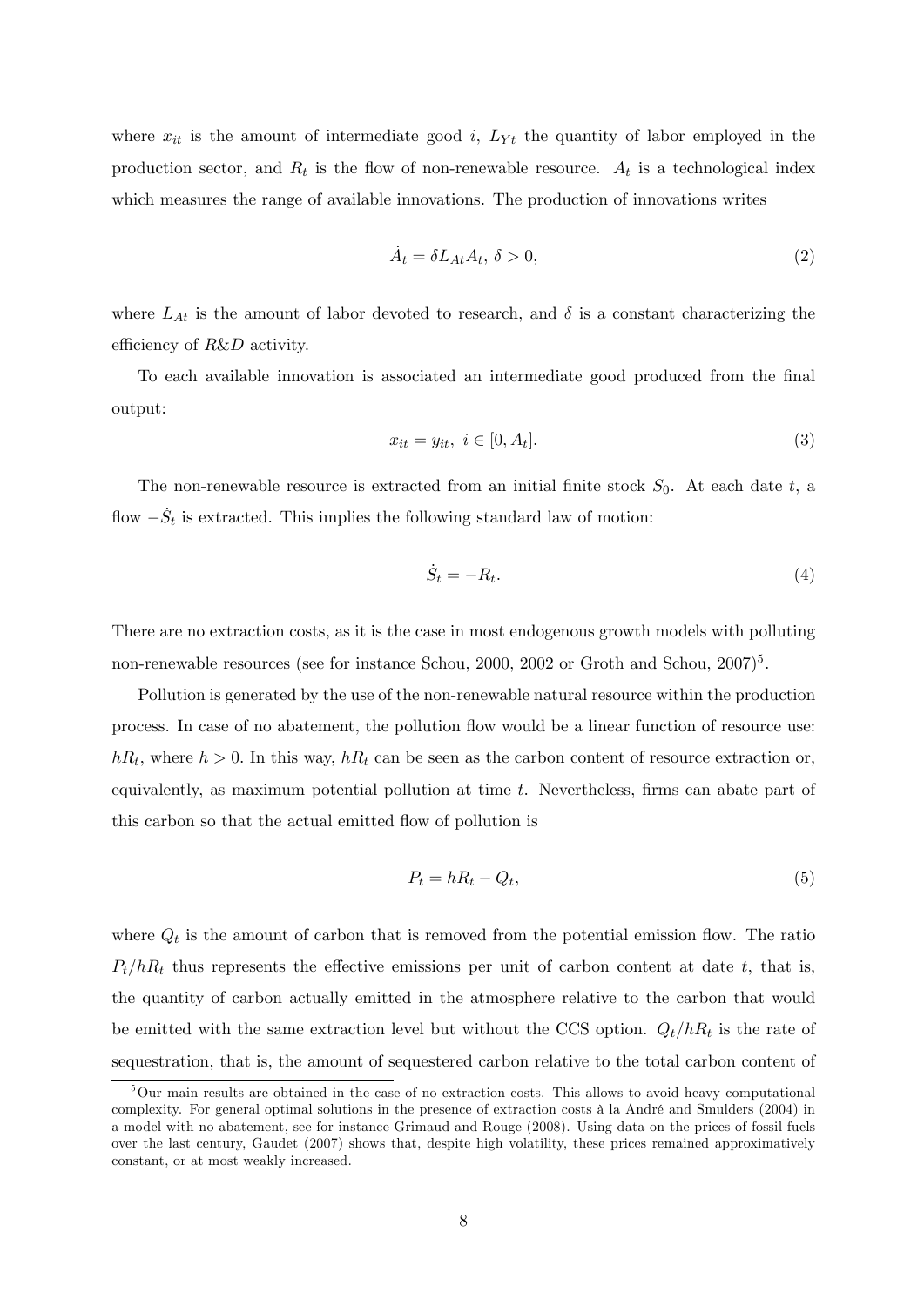where $x_{it}$ is the amount of intermediate good $i$, $L_{Yt}$ the quantity of labor employed in the production sector, and $R_t$ is the flow of non-renewable resource. $A_t$ is a technological index which measures the range of available innovations. The production of innovations writes

$$\dot{A}_t = \delta L_{At} A_t, \; \delta > 0, \tag{2}$$

where $L_{At}$ is the amount of labor devoted to research, and $\delta$ is a constant characterizing the efficiency of *R&D* activity.

To each available innovation is associated an intermediate good produced from the final output:

$$x_{it} = y_{it}, \; i \in [0, A_t]. \tag{3}$$

The non-renewable resource is extracted from an initial finite stock $S_0$. At each date $t$, a flow $-\dot{S}_t$ is extracted. This implies the following standard law of motion:

$$\dot{S}_t = -R_t. \tag{4}$$

There are no extraction costs, as it is the case in most endogenous growth models with polluting non-renewable resources (see for instance Schou, 2000, 2002 or Groth and Schou, 2007)[5].

Pollution is generated by the use of the non-renewable natural resource within the production process. In case of no abatement, the pollution flow would be a linear function of resource use: $hR_t$, where $h > 0$. In this way, $hR_t$ can be seen as the carbon content of resource extraction or, equivalently, as maximum potential pollution at time $t$. Nevertheless, firms can abate part of this carbon so that the actual emitted flow of pollution is

$$P_t = hR_t - Q_t, \tag{5}$$

where $Q_t$ is the amount of carbon that is removed from the potential emission flow. The ratio $P_t/hR_t$ thus represents the effective emissions per unit of carbon content at date $t$, that is, the quantity of carbon actually emitted in the atmosphere relative to the carbon that would be emitted with the same extraction level but without the CCS option. $Q_t/hR_t$ is the rate of sequestration, that is, the amount of sequestered carbon relative to the total carbon content of

[5] Our main results are obtained in the case of no extraction costs. This allows to avoid heavy computational complexity. For general optimal solutions in the presence of extraction costs à la André and Smulders (2004) in a model with no abatement, see for instance Grimaud and Rouge (2008). Using data on the prices of fossil fuels over the last century, Gaudet (2007) shows that, despite high volatility, these prices remained approximatively constant, or at most weakly increased.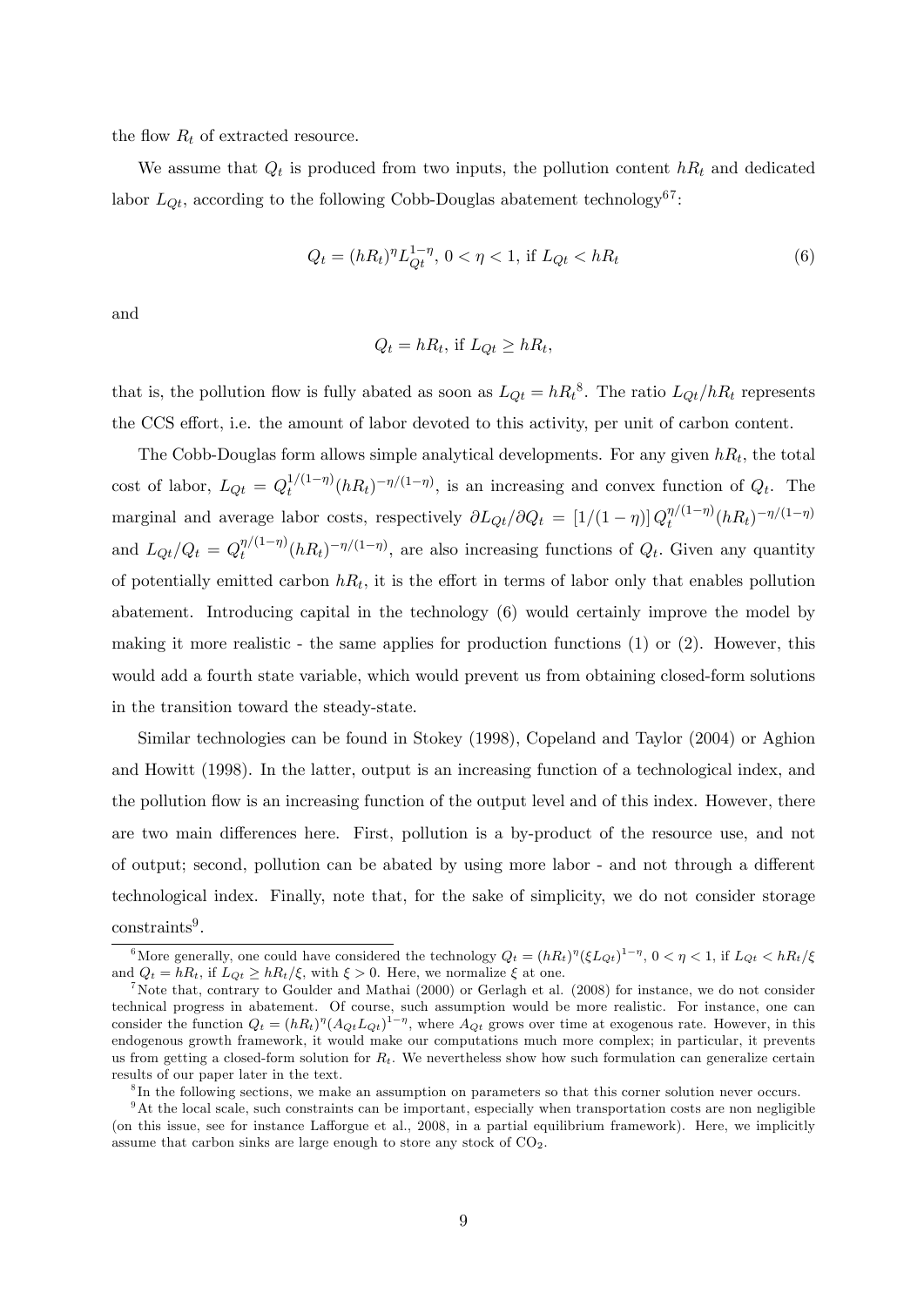the flow $R_t$ of extracted resource.

We assume that $Q_t$ is produced from two inputs, the pollution content $hR_t$ and dedicated labor $L_{Qt}$, according to the following Cobb-Douglas abatement technology[6,7]:

$$Q_t = (hR_t)^{\eta} L_{Qt}^{1-\eta},\ 0 < \eta < 1, \text{ if } L_{Qt} < hR_t \tag{6}$$

and

$$Q_t = hR_t, \text{ if } L_{Qt} \geq hR_t,$$

that is, the pollution flow is fully abated as soon as $L_{Qt} = hR_t$[8]. The ratio $L_{Qt}/hR_t$ represents the CCS effort, i.e. the amount of labor devoted to this activity, per unit of carbon content.

The Cobb-Douglas form allows simple analytical developments. For any given $hR_t$, the total cost of labor, $L_{Qt} = Q_t^{1/(1-\eta)}(hR_t)^{-\eta/(1-\eta)}$, is an increasing and convex function of $Q_t$. The marginal and average labor costs, respectively $\partial L_{Qt}/\partial Q_t = [1/(1-\eta)]\, Q_t^{\eta/(1-\eta)}(hR_t)^{-\eta/(1-\eta)}$ and $L_{Qt}/Q_t = Q_t^{\eta/(1-\eta)}(hR_t)^{-\eta/(1-\eta)}$, are also increasing functions of $Q_t$. Given any quantity of potentially emitted carbon $hR_t$, it is the effort in terms of labor only that enables pollution abatement. Introducing capital in the technology (6) would certainly improve the model by making it more realistic - the same applies for production functions (1) or (2). However, this would add a fourth state variable, which would prevent us from obtaining closed-form solutions in the transition toward the steady-state.

Similar technologies can be found in Stokey (1998), Copeland and Taylor (2004) or Aghion and Howitt (1998). In the latter, output is an increasing function of a technological index, and the pollution flow is an increasing function of the output level and of this index. However, there are two main differences here. First, pollution is a by-product of the resource use, and not of output; second, pollution can be abated by using more labor - and not through a different technological index. Finally, note that, for the sake of simplicity, we do not consider storage constraints[9].

---

[6] More generally, one could have considered the technology $Q_t = (hR_t)^{\eta}(\xi L_{Qt})^{1-\eta}$, $0 < \eta < 1$, if $L_{Qt} < hR_t/\xi$ and $Q_t = hR_t$, if $L_{Qt} \geq hR_t/\xi$, with $\xi > 0$. Here, we normalize $\xi$ at one.

[7] Note that, contrary to Goulder and Mathai (2000) or Gerlagh et al. (2008) for instance, we do not consider technical progress in abatement. Of course, such assumption would be more realistic. For instance, one can consider the function $Q_t = (hR_t)^{\eta}(A_{Qt}L_{Qt})^{1-\eta}$, where $A_{Qt}$ grows over time at exogenous rate. However, in this endogenous growth framework, it would make our computations much more complex; in particular, it prevents us from getting a closed-form solution for $R_t$. We nevertheless show how such formulation can generalize certain results of our paper later in the text.

[8] In the following sections, we make an assumption on parameters so that this corner solution never occurs.

[9] At the local scale, such constraints can be important, especially when transportation costs are non negligible (on this issue, see for instance Lafforgue et al., 2008, in a partial equilibrium framework). Here, we implicitly assume that carbon sinks are large enough to store any stock of $CO_2$.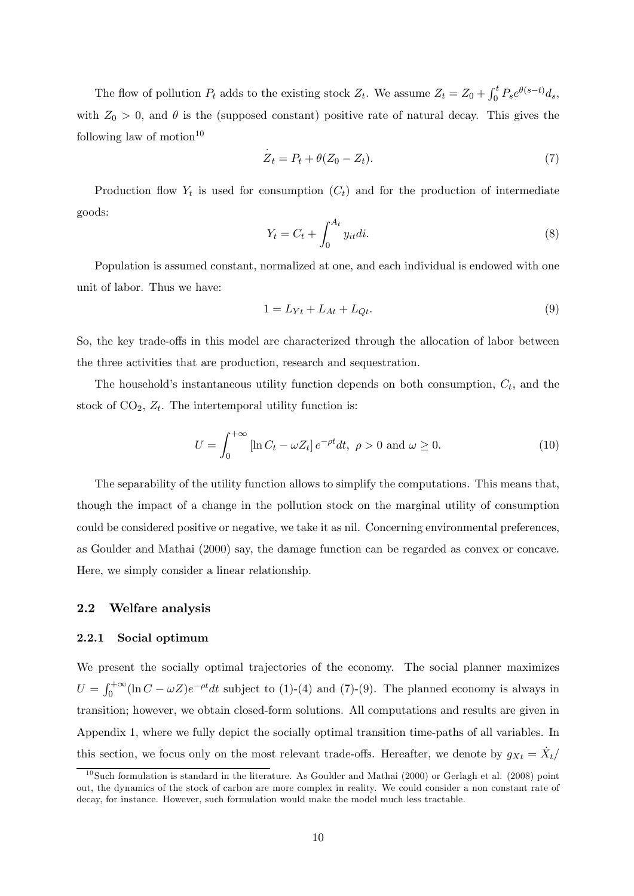The flow of pollution $P_t$ adds to the existing stock $Z_t$. We assume $Z_t = Z_0 + \int_0^t P_s e^{\theta(s-t)} d_s$, with $Z_0 > 0$, and $\theta$ is the (supposed constant) positive rate of natural decay. This gives the following law of motion[10]

$$\dot{Z}_t = P_t + \theta(Z_0 - Z_t). \tag{7}$$

Production flow $Y_t$ is used for consumption ($C_t$) and for the production of intermediate goods:

$$Y_t = C_t + \int_0^{A_t} y_{it} di. \tag{8}$$

Population is assumed constant, normalized at one, and each individual is endowed with one unit of labor. Thus we have:

$$1 = L_{Yt} + L_{At} + L_{Qt}. \tag{9}$$

So, the key trade-offs in this model are characterized through the allocation of labor between the three activities that are production, research and sequestration.

The household's instantaneous utility function depends on both consumption, $C_t$, and the stock of $CO_2$, $Z_t$. The intertemporal utility function is:

$$U = \int_0^{+\infty} \left[\ln C_t - \omega Z_t\right] e^{-\rho t} dt, \ \rho > 0 \text{ and } \omega \geq 0. \tag{10}$$

The separability of the utility function allows to simplify the computations. This means that, though the impact of a change in the pollution stock on the marginal utility of consumption could be considered positive or negative, we take it as nil. Concerning environmental preferences, as Goulder and Mathai (2000) say, the damage function can be regarded as convex or concave. Here, we simply consider a linear relationship.

## 2.2 Welfare analysis

### 2.2.1 Social optimum

We present the socially optimal trajectories of the economy. The social planner maximizes $U = \int_0^{+\infty} (\ln C - \omega Z) e^{-\rho t} dt$ subject to (1)-(4) and (7)-(9). The planned economy is always in transition; however, we obtain closed-form solutions. All computations and results are given in Appendix 1, where we fully depict the socially optimal transition time-paths of all variables. In this section, we focus only on the most relevant trade-offs. Hereafter, we denote by $g_{Xt} = \dot{X}_t/$

[10] Such formulation is standard in the literature. As Goulder and Mathai (2000) or Gerlagh et al. (2008) point out, the dynamics of the stock of carbon are more complex in reality. We could consider a non constant rate of decay, for instance. However, such formulation would make the model much less tractable.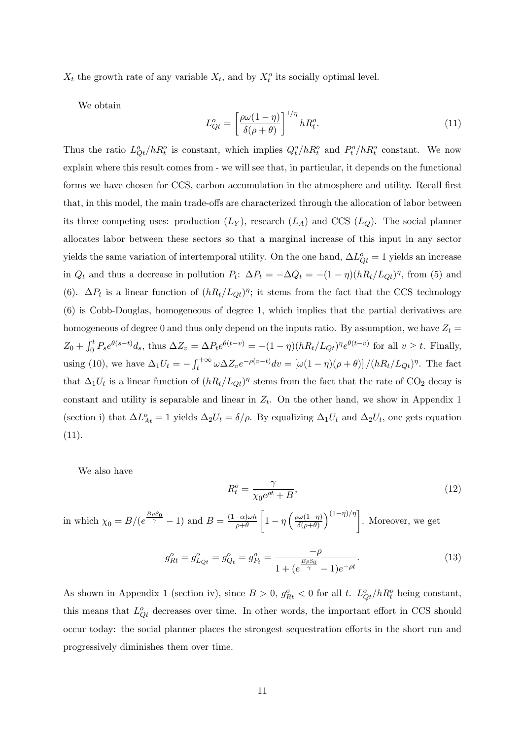$X_t$ the growth rate of any variable $X_t$, and by $X_t^o$ its socially optimal level.

We obtain

$$L_{Qt}^o = \left[\frac{\rho\omega(1-\eta)}{\delta(\rho+\theta)}\right]^{1/\eta} hR_t^o. \tag{11}$$

Thus the ratio $L_{Qt}^o/hR_t^o$ is constant, which implies $Q_t^o/hR_t^o$ and $P_t^o/hR_t^o$ constant. We now explain where this result comes from - we will see that, in particular, it depends on the functional forms we have chosen for CCS, carbon accumulation in the atmosphere and utility. Recall first that, in this model, the main trade-offs are characterized through the allocation of labor between its three competing uses: production ($L_Y$), research ($L_A$) and CCS ($L_Q$). The social planner allocates labor between these sectors so that a marginal increase of this input in any sector yields the same variation of intertemporal utility. On the one hand, $\Delta L_{Qt}^o = 1$ yields an increase in $Q_t$ and thus a decrease in pollution $P_t$: $\Delta P_t = -\Delta Q_t = -(1-\eta)(hR_t/L_{Qt})^\eta$, from (5) and (6). $\Delta P_t$ is a linear function of $(hR_t/L_{Qt})^\eta$; it stems from the fact that the CCS technology (6) is Cobb-Douglas, homogeneous of degree 1, which implies that the partial derivatives are homogeneous of degree 0 and thus only depend on the inputs ratio. By assumption, we have $Z_t = Z_0 + \int_0^t P_s e^{\theta(s-t)} d_s$, thus $\Delta Z_v = \Delta P_t e^{\theta(t-v)} = -(1-\eta)(hR_t/L_{Qt})^\eta e^{\theta(t-v)}$ for all $v \geq t$. Finally, using (10), we have $\Delta_1 U_t = -\int_t^{+\infty} \omega \Delta Z_v e^{-\rho(v-t)} dv = \left[\omega(1-\eta)(\rho+\theta)\right]/(hR_t/L_{Qt})^\eta$. The fact that $\Delta_1 U_t$ is a linear function of $(hR_t/L_{Qt})^\eta$ stems from the fact that the rate of $CO_2$ decay is constant and utility is separable and linear in $Z_t$. On the other hand, we show in Appendix 1 (section i) that $\Delta L_{At}^o = 1$ yields $\Delta_2 U_t = \delta/\rho$. By equalizing $\Delta_1 U_t$ and $\Delta_2 U_t$, one gets equation (11).

We also have

$$R_t^o = \frac{\gamma}{\chi_0 e^{\rho t} + B}, \tag{12}$$

in which $\chi_0 = B/(e^{\frac{B\rho S_0}{\gamma}} - 1)$ and $B = \frac{(1-\alpha)\omega h}{\rho+\theta}\left[1 - \eta\left(\frac{\rho\omega(1-\eta)}{\delta(\rho+\theta)}\right)^{(1-\eta)/\eta}\right]$. Moreover, we get

$$g_{Rt}^o = g_{L_{Qt}}^o = g_{Q_t}^o = g_{P_t}^o = \frac{-\rho}{1 + (e^{\frac{B\rho S_0}{\gamma}} - 1)e^{-\rho t}}. \tag{13}$$

As shown in Appendix 1 (section iv), since $B > 0$, $g_{Rt}^o < 0$ for all $t$. $L_{Qt}^o/hR_t^o$ being constant, this means that $L_{Qt}^o$ decreases over time. In other words, the important effort in CCS should occur today: the social planner places the strongest sequestration efforts in the short run and progressively diminishes them over time.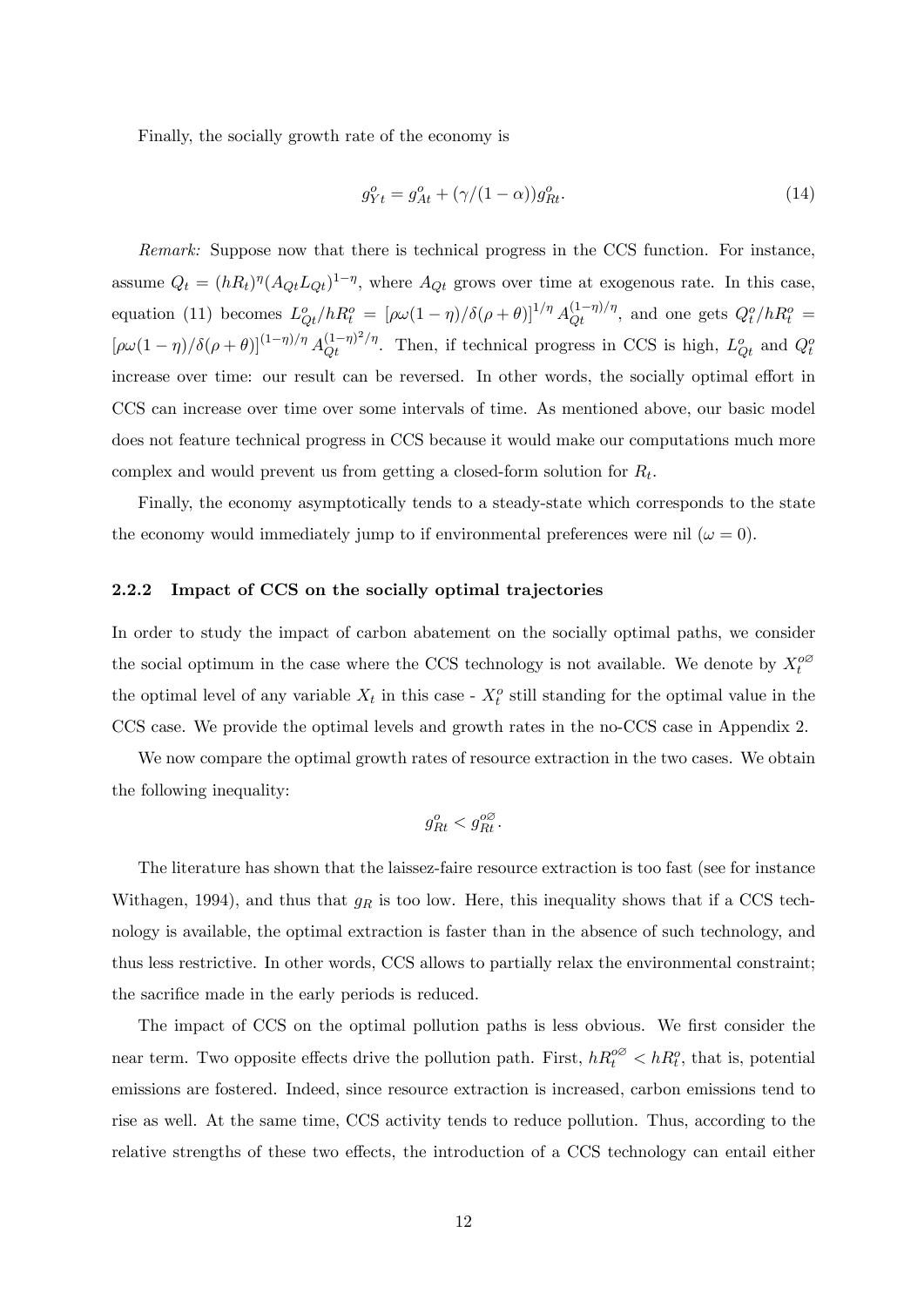Finally, the socially growth rate of the economy is

$$g^o_{Yt} = g^o_{At} + (\gamma/(1-\alpha))g^o_{Rt}. \tag{14}$$

*Remark:* Suppose now that there is technical progress in the CCS function. For instance, assume $Q_t = (hR_t)^\eta (A_{Qt}L_{Qt})^{1-\eta}$, where $A_{Qt}$ grows over time at exogenous rate. In this case, equation (11) becomes $L^o_{Qt}/hR^o_t = [\rho\omega(1-\eta)/\delta(\rho+\theta)]^{1/\eta} A_{Qt}^{(1-\eta)/\eta}$, and one gets $Q^o_t/hR^o_t = [\rho\omega(1-\eta)/\delta(\rho+\theta)]^{(1-\eta)/\eta} A_{Qt}^{(1-\eta)^2/\eta}$. Then, if technical progress in CCS is high, $L^o_{Qt}$ and $Q^o_t$ increase over time: our result can be reversed. In other words, the socially optimal effort in CCS can increase over time over some intervals of time. As mentioned above, our basic model does not feature technical progress in CCS because it would make our computations much more complex and would prevent us from getting a closed-form solution for $R_t$.

Finally, the economy asymptotically tends to a steady-state which corresponds to the state the economy would immediately jump to if environmental preferences were nil ($\omega = 0$).

### 2.2.2 Impact of CCS on the socially optimal trajectories

In order to study the impact of carbon abatement on the socially optimal paths, we consider the social optimum in the case where the CCS technology is not available. We denote by $X^{o\varnothing}_t$ the optimal level of any variable $X_t$ in this case - $X^o_t$ still standing for the optimal value in the CCS case. We provide the optimal levels and growth rates in the no-CCS case in Appendix 2.

We now compare the optimal growth rates of resource extraction in the two cases. We obtain the following inequality:

$$g^o_{Rt} < g^{o\varnothing}_{Rt}.$$

The literature has shown that the laissez-faire resource extraction is too fast (see for instance Withagen, 1994), and thus that $g_R$ is too low. Here, this inequality shows that if a CCS technology is available, the optimal extraction is faster than in the absence of such technology, and thus less restrictive. In other words, CCS allows to partially relax the environmental constraint; the sacrifice made in the early periods is reduced.

The impact of CCS on the optimal pollution paths is less obvious. We first consider the near term. Two opposite effects drive the pollution path. First, $hR^{o\varnothing}_t < hR^o_t$, that is, potential emissions are fostered. Indeed, since resource extraction is increased, carbon emissions tend to rise as well. At the same time, CCS activity tends to reduce pollution. Thus, according to the relative strengths of these two effects, the introduction of a CCS technology can entail either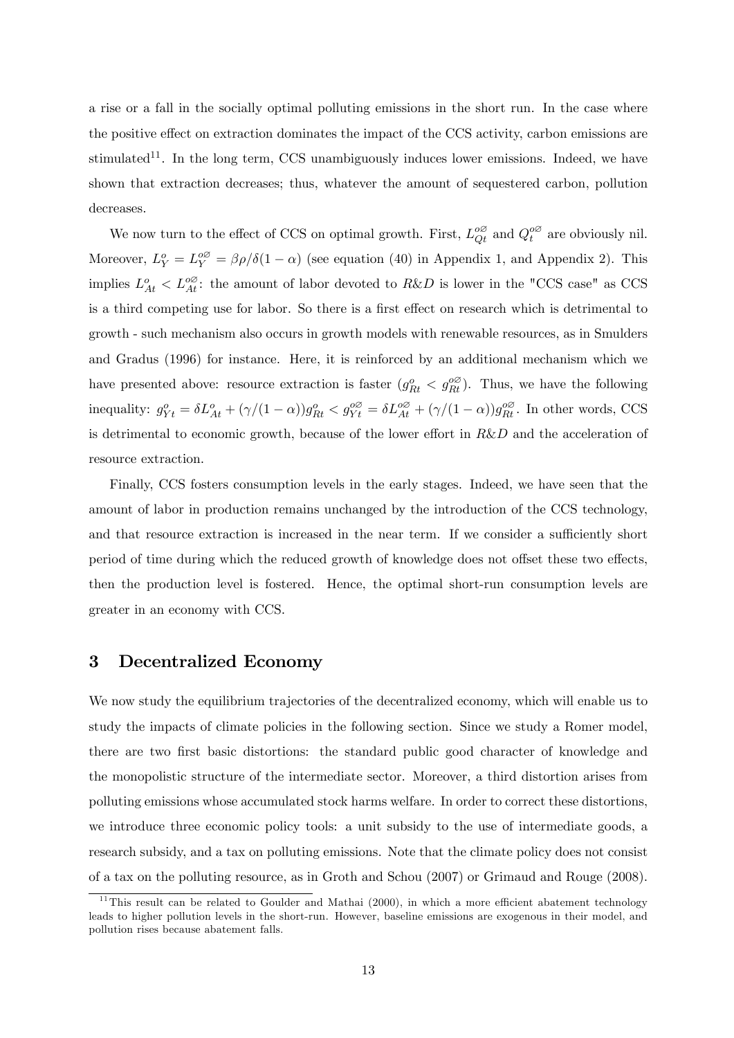a rise or a fall in the socially optimal polluting emissions in the short run. In the case where the positive effect on extraction dominates the impact of the CCS activity, carbon emissions are stimulated[11]. In the long term, CCS unambiguously induces lower emissions. Indeed, we have shown that extraction decreases; thus, whatever the amount of sequestered carbon, pollution decreases.

We now turn to the effect of CCS on optimal growth. First, $L_{Qt}^{o\varnothing}$ and $Q_t^{o\varnothing}$ are obviously nil. Moreover, $L_Y^o = L_Y^{o\varnothing} = \beta\rho/\delta(1-\alpha)$ (see equation (40) in Appendix 1, and Appendix 2). This implies $L_{At}^o < L_{At}^{o\varnothing}$: the amount of labor devoted to $R\&D$ is lower in the "CCS case" as CCS is a third competing use for labor. So there is a first effect on research which is detrimental to growth - such mechanism also occurs in growth models with renewable resources, as in Smulders and Gradus (1996) for instance. Here, it is reinforced by an additional mechanism which we have presented above: resource extraction is faster ($g_{Rt}^o < g_{Rt}^{o\varnothing}$). Thus, we have the following inequality: $g_{Yt}^o = \delta L_{At}^o + (\gamma/(1-\alpha))g_{Rt}^o < g_{Yt}^{o\varnothing} = \delta L_{At}^{o\varnothing} + (\gamma/(1-\alpha))g_{Rt}^{o\varnothing}$. In other words, CCS is detrimental to economic growth, because of the lower effort in $R\&D$ and the acceleration of resource extraction.

Finally, CCS fosters consumption levels in the early stages. Indeed, we have seen that the amount of labor in production remains unchanged by the introduction of the CCS technology, and that resource extraction is increased in the near term. If we consider a sufficiently short period of time during which the reduced growth of knowledge does not offset these two effects, then the production level is fostered. Hence, the optimal short-run consumption levels are greater in an economy with CCS.

# 3 Decentralized Economy

We now study the equilibrium trajectories of the decentralized economy, which will enable us to study the impacts of climate policies in the following section. Since we study a Romer model, there are two first basic distortions: the standard public good character of knowledge and the monopolistic structure of the intermediate sector. Moreover, a third distortion arises from polluting emissions whose accumulated stock harms welfare. In order to correct these distortions, we introduce three economic policy tools: a unit subsidy to the use of intermediate goods, a research subsidy, and a tax on polluting emissions. Note that the climate policy does not consist of a tax on the polluting resource, as in Groth and Schou (2007) or Grimaud and Rouge (2008).

[11] This result can be related to Goulder and Mathai (2000), in which a more efficient abatement technology leads to higher pollution levels in the short-run. However, baseline emissions are exogenous in their model, and pollution rises because abatement falls.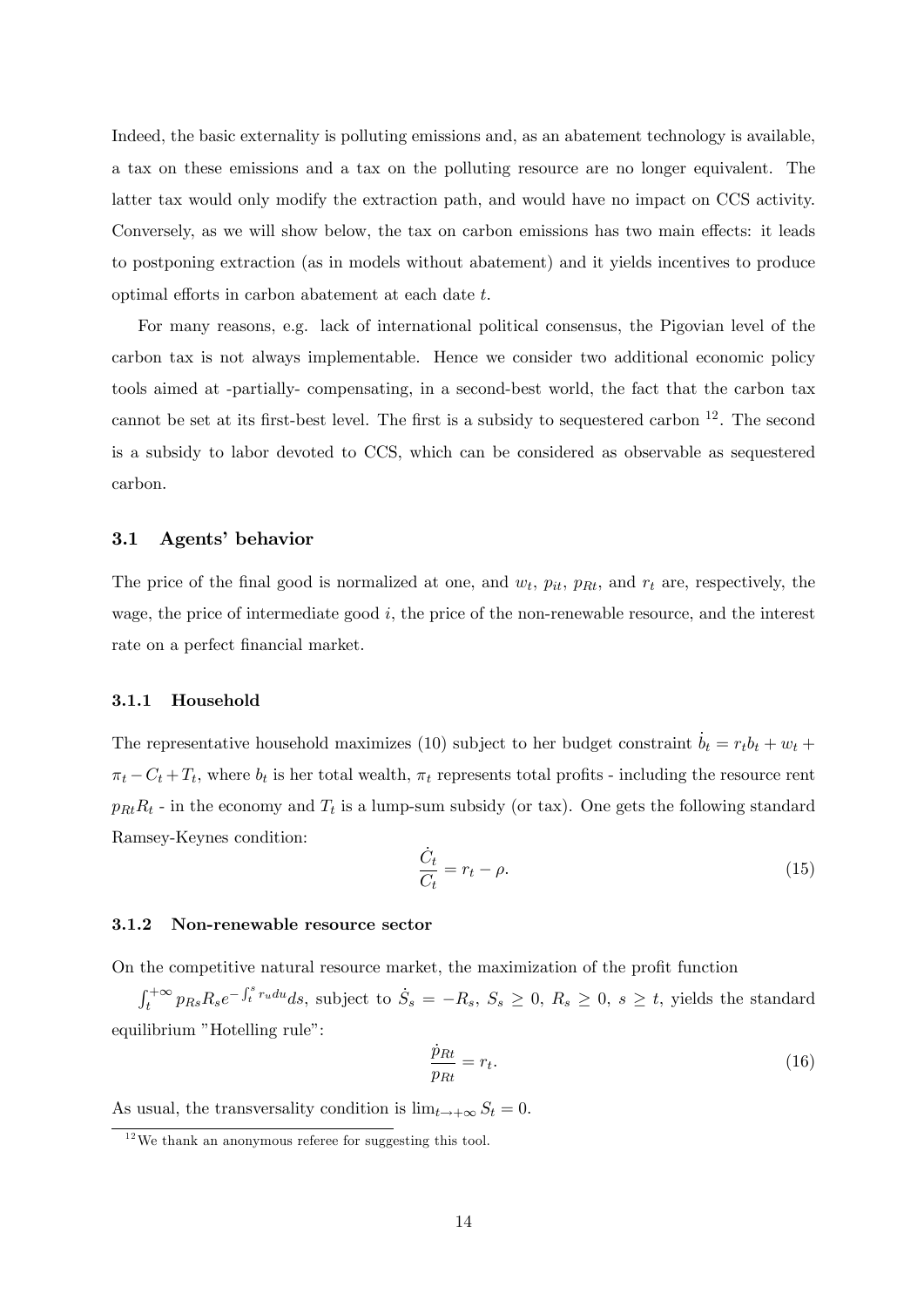Indeed, the basic externality is polluting emissions and, as an abatement technology is available, a tax on these emissions and a tax on the polluting resource are no longer equivalent. The latter tax would only modify the extraction path, and would have no impact on CCS activity. Conversely, as we will show below, the tax on carbon emissions has two main effects: it leads to postponing extraction (as in models without abatement) and it yields incentives to produce optimal efforts in carbon abatement at each date $t$.

For many reasons, e.g. lack of international political consensus, the Pigovian level of the carbon tax is not always implementable. Hence we consider two additional economic policy tools aimed at -partially- compensating, in a second-best world, the fact that the carbon tax cannot be set at its first-best level. The first is a subsidy to sequestered carbon [12]. The second is a subsidy to labor devoted to CCS, which can be considered as observable as sequestered carbon.

## 3.1 Agents' behavior

The price of the final good is normalized at one, and $w_t$, $p_{it}$, $p_{Rt}$, and $r_t$ are, respectively, the wage, the price of intermediate good $i$, the price of the non-renewable resource, and the interest rate on a perfect financial market.

### 3.1.1 Household

The representative household maximizes (10) subject to her budget constraint $\dot{b}_t = r_t b_t + w_t + \pi_t - C_t + T_t$, where $b_t$ is her total wealth, $\pi_t$ represents total profits - including the resource rent $p_{Rt}R_t$ - in the economy and $T_t$ is a lump-sum subsidy (or tax). One gets the following standard Ramsey-Keynes condition:

$$\frac{\dot{C}_t}{C_t} = r_t - \rho. \tag{15}$$

### 3.1.2 Non-renewable resource sector

On the competitive natural resource market, the maximization of the profit function $\int_t^{+\infty} p_{Rs} R_s e^{-\int_t^s r_u du} ds$, subject to $\dot{S}_s = -R_s$, $S_s \geq 0$, $R_s \geq 0$, $s \geq t$, yields the standard equilibrium "Hotelling rule":

$$\frac{\dot{p}_{Rt}}{p_{Rt}} = r_t. \tag{16}$$

As usual, the transversality condition is $\lim_{t \to +\infty} S_t = 0$.

[12] We thank an anonymous referee for suggesting this tool.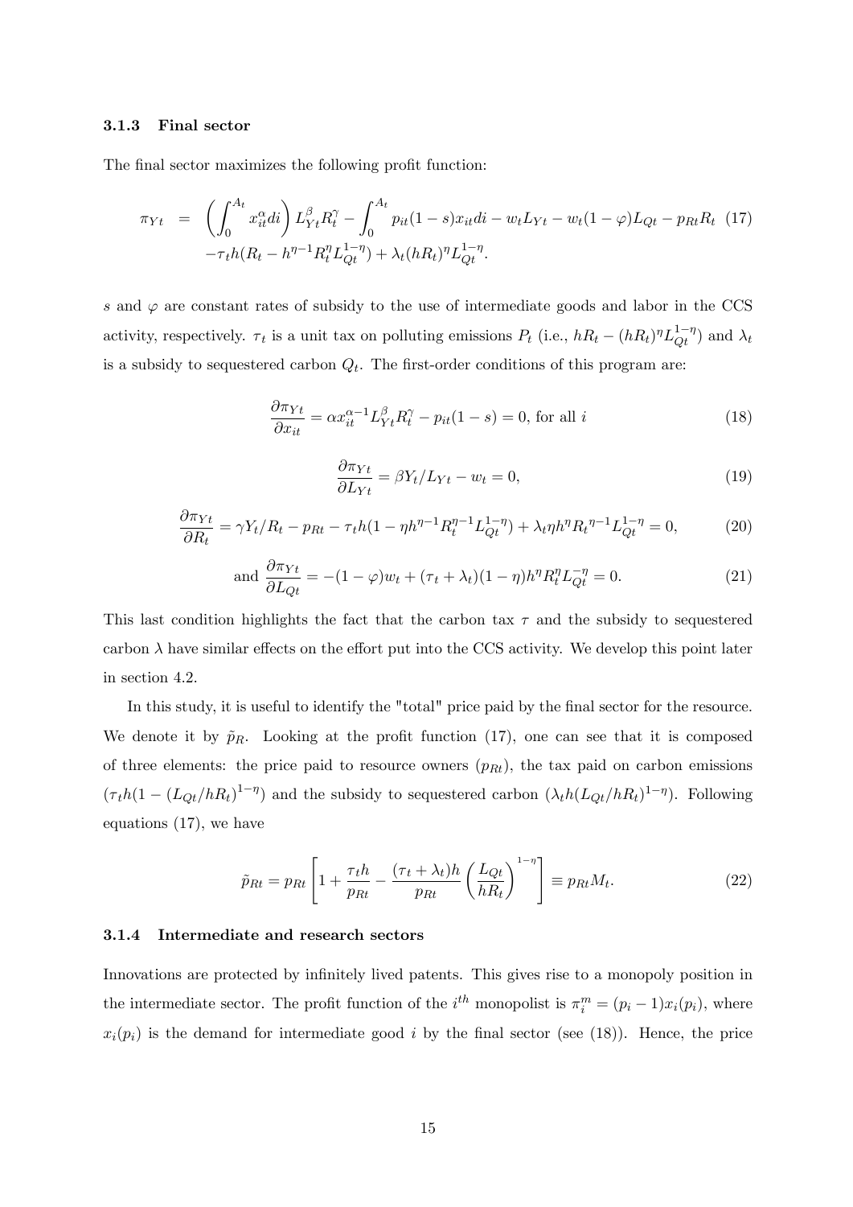### 3.1.3 Final sector

The final sector maximizes the following profit function:

$$\pi_{Yt} = \left(\int_0^{A_t} x_{it}^{\alpha} di\right) L_{Yt}^{\beta} R_t^{\gamma} - \int_0^{A_t} p_{it}(1-s)x_{it}di - w_t L_{Yt} - w_t(1-\varphi)L_{Qt} - p_{Rt}R_t \quad (17)$$
$$-\tau_t h(R_t - h^{\eta-1}R_t^{\eta}L_{Qt}^{1-\eta}) + \lambda_t (hR_t)^{\eta} L_{Qt}^{1-\eta}.$$

$s$ and $\varphi$ are constant rates of subsidy to the use of intermediate goods and labor in the CCS activity, respectively. $\tau_t$ is a unit tax on polluting emissions $P_t$ (i.e., $hR_t - (hR_t)^{\eta}L_{Qt}^{1-\eta}$) and $\lambda_t$ is a subsidy to sequestered carbon $Q_t$. The first-order conditions of this program are:

$$\frac{\partial \pi_{Yt}}{\partial x_{it}} = \alpha x_{it}^{\alpha-1} L_{Yt}^{\beta} R_t^{\gamma} - p_{it}(1-s) = 0, \text{ for all } i \quad (18)$$

$$\frac{\partial \pi_{Yt}}{\partial L_{Yt}} = \beta Y_t / L_{Yt} - w_t = 0, \quad (19)$$

$$\frac{\partial \pi_{Yt}}{\partial R_t} = \gamma Y_t / R_t - p_{Rt} - \tau_t h(1 - \eta h^{\eta-1} R_t^{\eta-1} L_{Qt}^{1-\eta}) + \lambda_t \eta h^{\eta} {R_t}^{\eta-1} L_{Qt}^{1-\eta} = 0, \quad (20)$$

$$\text{and } \frac{\partial \pi_{Yt}}{\partial L_{Qt}} = -(1-\varphi)w_t + (\tau_t + \lambda_t)(1-\eta)h^{\eta} R_t^{\eta} L_{Qt}^{-\eta} = 0. \quad (21)$$

This last condition highlights the fact that the carbon tax $\tau$ and the subsidy to sequestered carbon $\lambda$ have similar effects on the effort put into the CCS activity. We develop this point later in section 4.2.

In this study, it is useful to identify the "total" price paid by the final sector for the resource. We denote it by $\tilde{p}_R$. Looking at the profit function (17), one can see that it is composed of three elements: the price paid to resource owners ($p_{Rt}$), the tax paid on carbon emissions ($\tau_t h(1 - (L_{Qt}/hR_t)^{1-\eta})$ and the subsidy to sequestered carbon ($\lambda_t h(L_{Qt}/hR_t)^{1-\eta}$). Following equations (17), we have

$$\tilde{p}_{Rt} = p_{Rt}\left[1 + \frac{\tau_t h}{p_{Rt}} - \frac{(\tau_t + \lambda_t)h}{p_{Rt}}\left(\frac{L_{Qt}}{hR_t}\right)^{1-\eta}\right] \equiv p_{Rt}M_t. \quad (22)$$

### 3.1.4 Intermediate and research sectors

Innovations are protected by infinitely lived patents. This gives rise to a monopoly position in the intermediate sector. The profit function of the $i^{th}$ monopolist is $\pi_i^m = (p_i - 1)x_i(p_i)$, where $x_i(p_i)$ is the demand for intermediate good $i$ by the final sector (see (18)). Hence, the price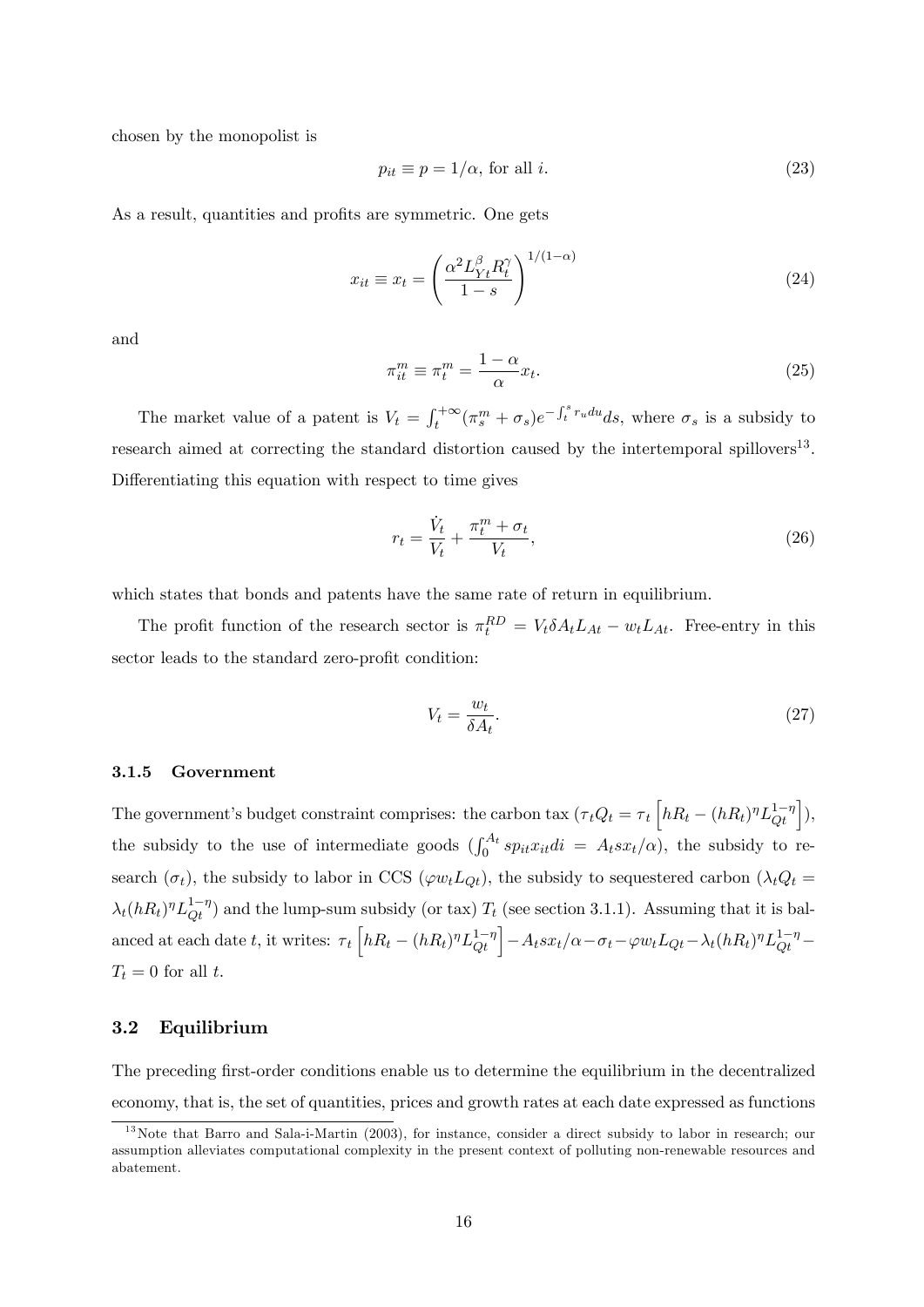chosen by the monopolist is

$$p_{it} \equiv p = 1/\alpha, \text{ for all } i. \tag{23}$$

As a result, quantities and profits are symmetric. One gets

$$x_{it} \equiv x_t = \left( \frac{\alpha^2 L_{Yt}^{\beta} R_t^{\gamma}}{1-s} \right)^{1/(1-\alpha)} \tag{24}$$

and

$$\pi_{it}^m \equiv \pi_t^m = \frac{1-\alpha}{\alpha} x_t. \tag{25}$$

The market value of a patent is $V_t = \int_t^{+\infty} (\pi_s^m + \sigma_s) e^{-\int_t^s r_u du} ds$, where $\sigma_s$ is a subsidy to research aimed at correcting the standard distortion caused by the intertemporal spillovers[13]. Differentiating this equation with respect to time gives

$$r_t = \frac{\dot{V}_t}{V_t} + \frac{\pi_t^m + \sigma_t}{V_t}, \tag{26}$$

which states that bonds and patents have the same rate of return in equilibrium.

The profit function of the research sector is $\pi_t^{RD} = V_t \delta A_t L_{At} - w_t L_{At}$. Free-entry in this sector leads to the standard zero-profit condition:

$$V_t = \frac{w_t}{\delta A_t}. \tag{27}$$

### 3.1.5 Government

The government's budget constraint comprises: the carbon tax ($\tau_t Q_t = \tau_t \left[ hR_t - (hR_t)^{\eta} L_{Qt}^{1-\eta} \right]$), the subsidy to the use of intermediate goods ($\int_0^{A_t} s p_{it} x_{it} di = A_t s x_t / \alpha$), the subsidy to research ($\sigma_t$), the subsidy to labor in CCS ($\varphi w_t L_{Qt}$), the subsidy to sequestered carbon ($\lambda_t Q_t = \lambda_t (hR_t)^{\eta} L_{Qt}^{1-\eta}$) and the lump-sum subsidy (or tax) $T_t$ (see section 3.1.1). Assuming that it is balanced at each date $t$, it writes: $\tau_t \left[ hR_t - (hR_t)^{\eta} L_{Qt}^{1-\eta} \right] - A_t s x_t / \alpha - \sigma_t - \varphi w_t L_{Qt} - \lambda_t (hR_t)^{\eta} L_{Qt}^{1-\eta} - T_t = 0$ for all $t$.

## 3.2 Equilibrium

The preceding first-order conditions enable us to determine the equilibrium in the decentralized economy, that is, the set of quantities, prices and growth rates at each date expressed as functions

[13] Note that Barro and Sala-i-Martin (2003), for instance, consider a direct subsidy to labor in research; our assumption alleviates computational complexity in the present context of polluting non-renewable resources and abatement.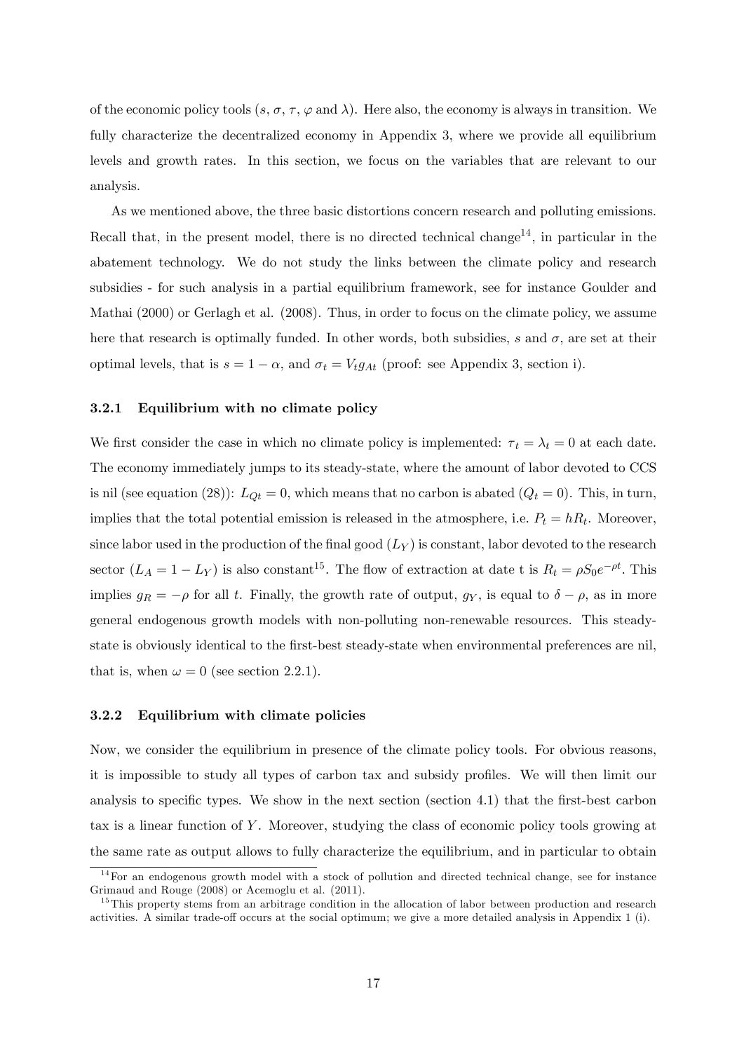of the economic policy tools ($s$, $\sigma$, $\tau$, $\varphi$ and $\lambda$). Here also, the economy is always in transition. We fully characterize the decentralized economy in Appendix 3, where we provide all equilibrium levels and growth rates. In this section, we focus on the variables that are relevant to our analysis.

As we mentioned above, the three basic distortions concern research and polluting emissions. Recall that, in the present model, there is no directed technical change[14], in particular in the abatement technology. We do not study the links between the climate policy and research subsidies - for such analysis in a partial equilibrium framework, see for instance Goulder and Mathai (2000) or Gerlagh et al. (2008). Thus, in order to focus on the climate policy, we assume here that research is optimally funded. In other words, both subsidies, $s$ and $\sigma$, are set at their optimal levels, that is $s = 1 - \alpha$, and $\sigma_t = V_t g_{At}$ (proof: see Appendix 3, section i).

### 3.2.1 Equilibrium with no climate policy

We first consider the case in which no climate policy is implemented: $\tau_t = \lambda_t = 0$ at each date. The economy immediately jumps to its steady-state, where the amount of labor devoted to CCS is nil (see equation (28)): $L_{Qt} = 0$, which means that no carbon is abated ($Q_t = 0$). This, in turn, implies that the total potential emission is released in the atmosphere, i.e. $P_t = hR_t$. Moreover, since labor used in the production of the final good ($L_Y$) is constant, labor devoted to the research sector ($L_A = 1 - L_Y$) is also constant[15]. The flow of extraction at date t is $R_t = \rho S_0 e^{-\rho t}$. This implies $g_R = -\rho$ for all $t$. Finally, the growth rate of output, $g_Y$, is equal to $\delta - \rho$, as in more general endogenous growth models with non-polluting non-renewable resources. This steady-state is obviously identical to the first-best steady-state when environmental preferences are nil, that is, when $\omega = 0$ (see section 2.2.1).

### 3.2.2 Equilibrium with climate policies

Now, we consider the equilibrium in presence of the climate policy tools. For obvious reasons, it is impossible to study all types of carbon tax and subsidy profiles. We will then limit our analysis to specific types. We show in the next section (section 4.1) that the first-best carbon tax is a linear function of $Y$. Moreover, studying the class of economic policy tools growing at the same rate as output allows to fully characterize the equilibrium, and in particular to obtain

[14] For an endogenous growth model with a stock of pollution and directed technical change, see for instance Grimaud and Rouge (2008) or Acemoglu et al. (2011).

[15] This property stems from an arbitrage condition in the allocation of labor between production and research activities. A similar trade-off occurs at the social optimum; we give a more detailed analysis in Appendix 1 (i).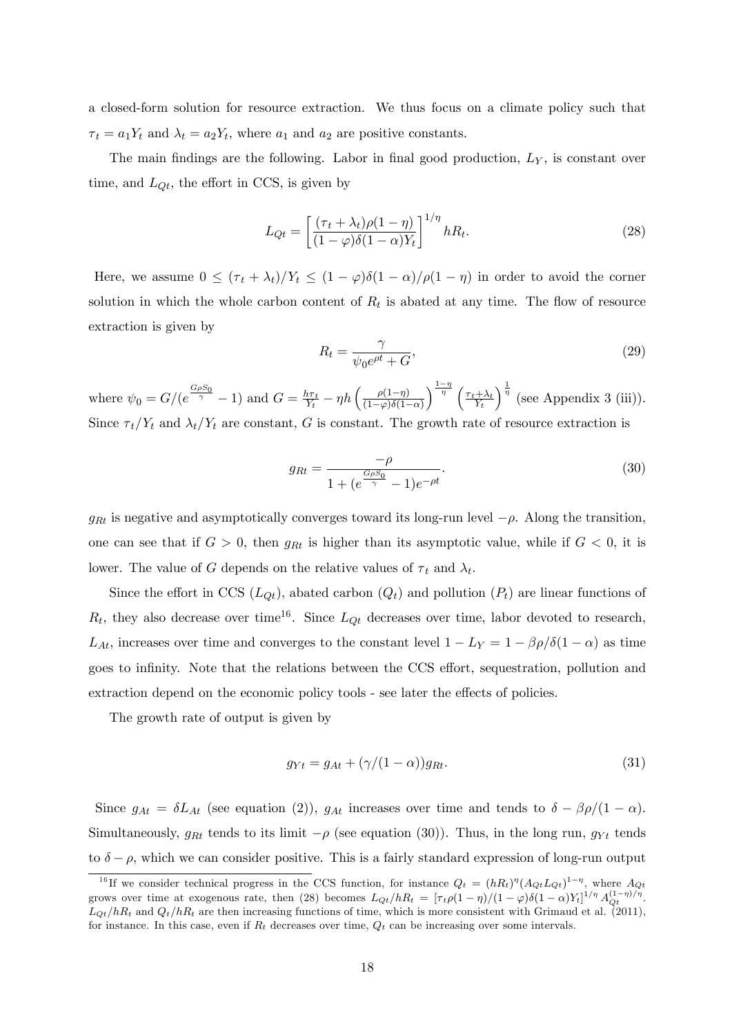a closed-form solution for resource extraction. We thus focus on a climate policy such that $\tau_t = a_1 Y_t$ and $\lambda_t = a_2 Y_t$, where $a_1$ and $a_2$ are positive constants.

The main findings are the following. Labor in final good production, $L_Y$, is constant over time, and $L_{Qt}$, the effort in CCS, is given by

$$L_{Qt} = \left[\frac{(\tau_t + \lambda_t)\rho(1-\eta)}{(1-\varphi)\delta(1-\alpha)Y_t}\right]^{1/\eta} hR_t. \tag{28}$$

Here, we assume $0 \leq (\tau_t + \lambda_t)/Y_t \leq (1-\varphi)\delta(1-\alpha)/\rho(1-\eta)$ in order to avoid the corner solution in which the whole carbon content of $R_t$ is abated at any time. The flow of resource extraction is given by

$$R_t = \frac{\gamma}{\psi_0 e^{\rho t} + G}, \tag{29}$$

where $\psi_0 = G/(e^{\frac{G\rho S_0}{\gamma}} - 1)$ and $G = \frac{h\tau_t}{Y_t} - \eta h \left(\frac{\rho(1-\eta)}{(1-\varphi)\delta(1-\alpha)}\right)^{\frac{1-\eta}{\eta}} \left(\frac{\tau_t + \lambda_t}{Y_t}\right)^{\frac{1}{\eta}}$ (see Appendix 3 (iii)). Since $\tau_t/Y_t$ and $\lambda_t/Y_t$ are constant, $G$ is constant. The growth rate of resource extraction is

$$g_{Rt} = \frac{-\rho}{1 + (e^{\frac{G\rho S_0}{\gamma}} - 1)e^{-\rho t}}. \tag{30}$$

$g_{Rt}$ is negative and asymptotically converges toward its long-run level $-\rho$. Along the transition, one can see that if $G > 0$, then $g_{Rt}$ is higher than its asymptotic value, while if $G < 0$, it is lower. The value of $G$ depends on the relative values of $\tau_t$ and $\lambda_t$.

Since the effort in CCS ($L_{Qt}$), abated carbon ($Q_t$) and pollution ($P_t$) are linear functions of $R_t$, they also decrease over time[16]. Since $L_{Qt}$ decreases over time, labor devoted to research, $L_{At}$, increases over time and converges to the constant level $1 - L_Y = 1 - \beta\rho/\delta(1-\alpha)$ as time goes to infinity. Note that the relations between the CCS effort, sequestration, pollution and extraction depend on the economic policy tools - see later the effects of policies.

The growth rate of output is given by

$$g_{Yt} = g_{At} + (\gamma/(1-\alpha))g_{Rt}. \tag{31}$$

Since $g_{At} = \delta L_{At}$ (see equation (2)), $g_{At}$ increases over time and tends to $\delta - \beta\rho/(1-\alpha)$. Simultaneously, $g_{Rt}$ tends to its limit $-\rho$ (see equation (30)). Thus, in the long run, $g_{Yt}$ tends to $\delta - \rho$, which we can consider positive. This is a fairly standard expression of long-run output

[16] If we consider technical progress in the CCS function, for instance $Q_t = (hR_t)^\eta (A_{Qt}L_{Qt})^{1-\eta}$, where $A_{Qt}$ grows over time at exogenous rate, then (28) becomes $L_{Qt}/hR_t = [\tau_t\rho(1-\eta)/(1-\varphi)\delta(1-\alpha)Y_t]^{1/\eta} A_{Qt}^{(1-\eta)/\eta}$. $L_{Qt}/hR_t$ and $Q_t/hR_t$ are then increasing functions of time, which is more consistent with Grimaud et al. (2011), for instance. In this case, even if $R_t$ decreases over time, $Q_t$ can be increasing over some intervals.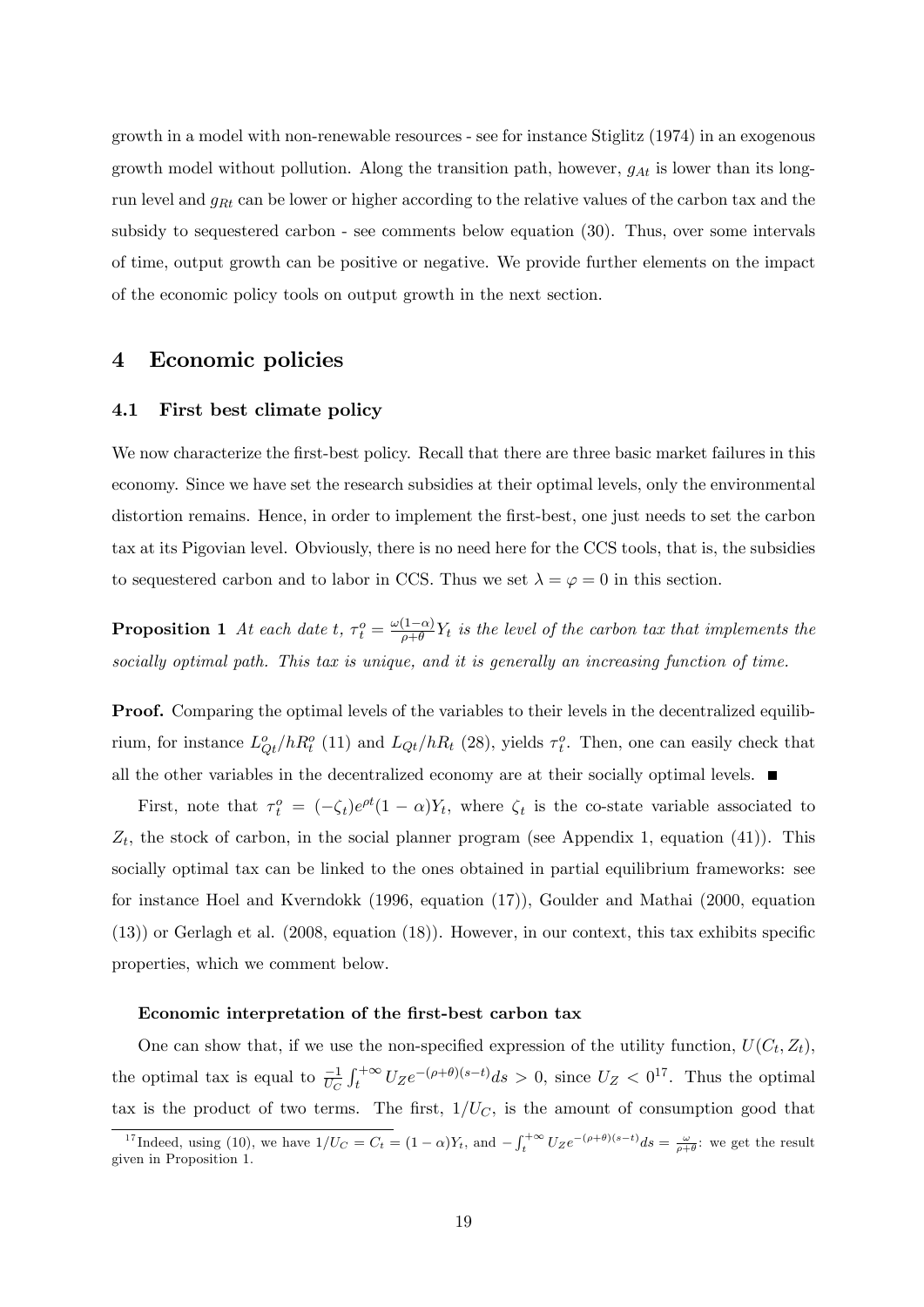growth in a model with non-renewable resources - see for instance Stiglitz (1974) in an exogenous growth model without pollution. Along the transition path, however, $g_{At}$ is lower than its long-run level and $g_{Rt}$ can be lower or higher according to the relative values of the carbon tax and the subsidy to sequestered carbon - see comments below equation (30). Thus, over some intervals of time, output growth can be positive or negative. We provide further elements on the impact of the economic policy tools on output growth in the next section.

# 4 Economic policies

## 4.1 First best climate policy

We now characterize the first-best policy. Recall that there are three basic market failures in this economy. Since we have set the research subsidies at their optimal levels, only the environmental distortion remains. Hence, in order to implement the first-best, one just needs to set the carbon tax at its Pigovian level. Obviously, there is no need here for the CCS tools, that is, the subsidies to sequestered carbon and to labor in CCS. Thus we set $\lambda = \varphi = 0$ in this section.

**Proposition 1** *At each date t, $\tau_t^o = \frac{\omega(1-\alpha)}{\rho+\theta} Y_t$ is the level of the carbon tax that implements the socially optimal path. This tax is unique, and it is generally an increasing function of time.*

**Proof.** Comparing the optimal levels of the variables to their levels in the decentralized equilibrium, for instance $L_{Qt}^o/hR_t^o$ (11) and $L_{Qt}/hR_t$ (28), yields $\tau_t^o$. Then, one can easily check that all the other variables in the decentralized economy are at their socially optimal levels. ■

First, note that $\tau_t^o = (-\zeta_t)e^{\rho t}(1-\alpha)Y_t$, where $\zeta_t$ is the co-state variable associated to $Z_t$, the stock of carbon, in the social planner program (see Appendix 1, equation (41)). This socially optimal tax can be linked to the ones obtained in partial equilibrium frameworks: see for instance Hoel and Kverndokk (1996, equation (17)), Goulder and Mathai (2000, equation (13)) or Gerlagh et al. (2008, equation (18)). However, in our context, this tax exhibits specific properties, which we comment below.

#### Economic interpretation of the first-best carbon tax

One can show that, if we use the non-specified expression of the utility function, $U(C_t, Z_t)$, the optimal tax is equal to $\frac{-1}{U_C} \int_t^{+\infty} U_Z e^{-(\rho+\theta)(s-t)} ds > 0$, since $U_Z < 0$[17]. Thus the optimal tax is the product of two terms. The first, $1/U_C$, is the amount of consumption good that

[17] Indeed, using (10), we have $1/U_C = C_t = (1-\alpha)Y_t$, and $-\int_t^{+\infty} U_Z e^{-(\rho+\theta)(s-t)} ds = \frac{\omega}{\rho+\theta}$: we get the result given in Proposition 1.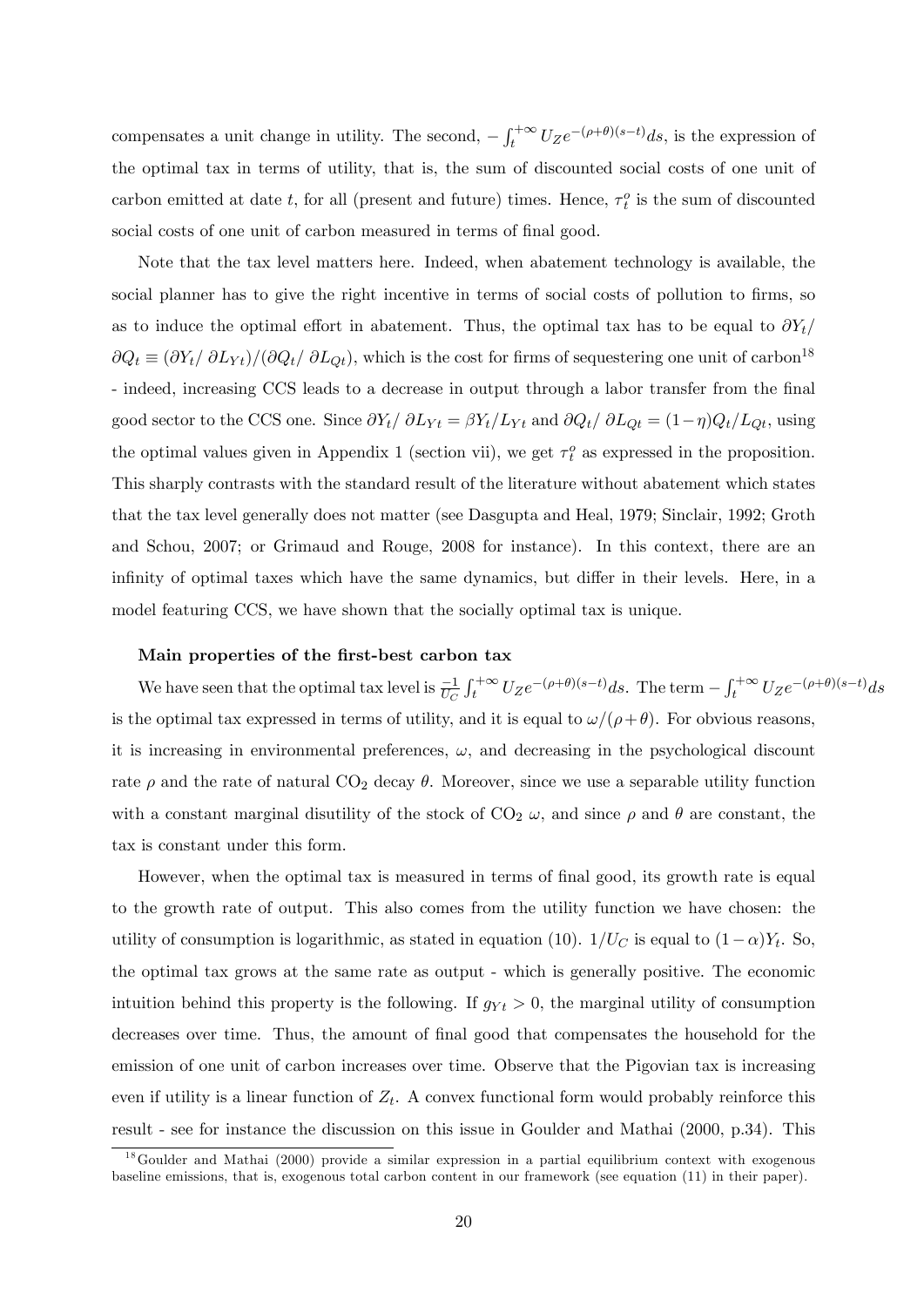compensates a unit change in utility. The second, $-\int_t^{+\infty} U_Z e^{-(\rho+\theta)(s-t)} ds$, is the expression of the optimal tax in terms of utility, that is, the sum of discounted social costs of one unit of carbon emitted at date $t$, for all (present and future) times. Hence, $\tau_t^o$ is the sum of discounted social costs of one unit of carbon measured in terms of final good.

Note that the tax level matters here. Indeed, when abatement technology is available, the social planner has to give the right incentive in terms of social costs of pollution to firms, so as to induce the optimal effort in abatement. Thus, the optimal tax has to be equal to $\partial Y_t / \partial Q_t \equiv (\partial Y_t / \partial L_{Yt})/(\partial Q_t / \partial L_{Qt})$, which is the cost for firms of sequestering one unit of carbon[18] - indeed, increasing CCS leads to a decrease in output through a labor transfer from the final good sector to the CCS one. Since $\partial Y_t / \partial L_{Yt} = \beta Y_t / L_{Yt}$ and $\partial Q_t / \partial L_{Qt} = (1-\eta) Q_t / L_{Qt}$, using the optimal values given in Appendix 1 (section vii), we get $\tau_t^o$ as expressed in the proposition. This sharply contrasts with the standard result of the literature without abatement which states that the tax level generally does not matter (see Dasgupta and Heal, 1979; Sinclair, 1992; Groth and Schou, 2007; or Grimaud and Rouge, 2008 for instance). In this context, there are an infinity of optimal taxes which have the same dynamics, but differ in their levels. Here, in a model featuring CCS, we have shown that the socially optimal tax is unique.

**Main properties of the first-best carbon tax**

We have seen that the optimal tax level is $\frac{-1}{U_C} \int_t^{+\infty} U_Z e^{-(\rho+\theta)(s-t)} ds$. The term $-\int_t^{+\infty} U_Z e^{-(\rho+\theta)(s-t)} ds$ is the optimal tax expressed in terms of utility, and it is equal to $\omega/(\rho+\theta)$. For obvious reasons, it is increasing in environmental preferences, $\omega$, and decreasing in the psychological discount rate $\rho$ and the rate of natural $CO_2$ decay $\theta$. Moreover, since we use a separable utility function with a constant marginal disutility of the stock of $CO_2$ $\omega$, and since $\rho$ and $\theta$ are constant, the tax is constant under this form.

However, when the optimal tax is measured in terms of final good, its growth rate is equal to the growth rate of output. This also comes from the utility function we have chosen: the utility of consumption is logarithmic, as stated in equation (10). $1/U_C$ is equal to $(1-\alpha)Y_t$. So, the optimal tax grows at the same rate as output - which is generally positive. The economic intuition behind this property is the following. If $g_{Yt} > 0$, the marginal utility of consumption decreases over time. Thus, the amount of final good that compensates the household for the emission of one unit of carbon increases over time. Observe that the Pigovian tax is increasing even if utility is a linear function of $Z_t$. A convex functional form would probably reinforce this result - see for instance the discussion on this issue in Goulder and Mathai (2000, p.34). This

[18] Goulder and Mathai (2000) provide a similar expression in a partial equilibrium context with exogenous baseline emissions, that is, exogenous total carbon content in our framework (see equation (11) in their paper).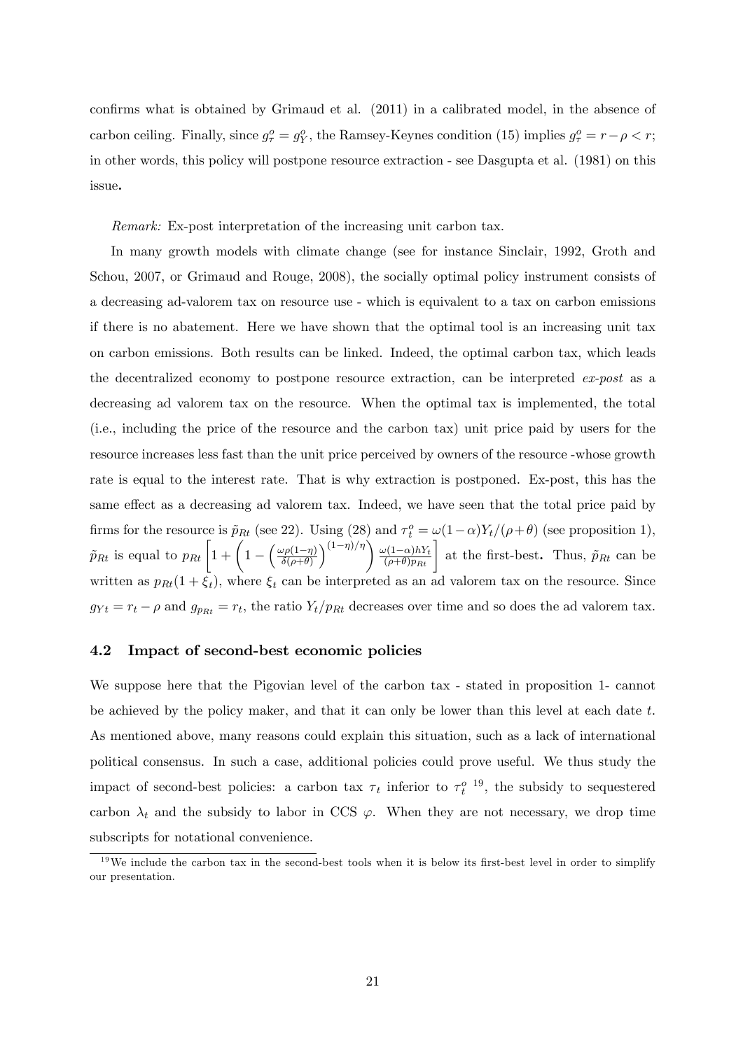confirms what is obtained by Grimaud et al. (2011) in a calibrated model, in the absence of carbon ceiling. Finally, since $g_\tau^o = g_Y^o$, the Ramsey-Keynes condition (15) implies $g_\tau^o = r - \rho < r$; in other words, this policy will postpone resource extraction - see Dasgupta et al. (1981) on this issue.

*Remark:* Ex-post interpretation of the increasing unit carbon tax.

In many growth models with climate change (see for instance Sinclair, 1992, Groth and Schou, 2007, or Grimaud and Rouge, 2008), the socially optimal policy instrument consists of a decreasing ad-valorem tax on resource use - which is equivalent to a tax on carbon emissions if there is no abatement. Here we have shown that the optimal tool is an increasing unit tax on carbon emissions. Both results can be linked. Indeed, the optimal carbon tax, which leads the decentralized economy to postpone resource extraction, can be interpreted *ex-post* as a decreasing ad valorem tax on the resource. When the optimal tax is implemented, the total (i.e., including the price of the resource and the carbon tax) unit price paid by users for the resource increases less fast than the unit price perceived by owners of the resource -whose growth rate is equal to the interest rate. That is why extraction is postponed. Ex-post, this has the same effect as a decreasing ad valorem tax. Indeed, we have seen that the total price paid by firms for the resource is $\tilde{p}_{Rt}$ (see 22). Using (28) and $\tau_t^o = \omega(1-\alpha)Y_t/(\rho+\theta)$ (see proposition 1), $\tilde{p}_{Rt}$ is equal to $p_{Rt}\left[1+\left(1-\left(\frac{\omega\rho(1-\eta)}{\delta(\rho+\theta)}\right)^{(1-\eta)/\eta}\right)\frac{\omega(1-\alpha)hY_t}{(\rho+\theta)p_{Rt}}\right]$ at the first-best. Thus, $\tilde{p}_{Rt}$ can be written as $p_{Rt}(1+\xi_t)$, where $\xi_t$ can be interpreted as an ad valorem tax on the resource. Since $g_{Yt} = r_t - \rho$ and $g_{p_{Rt}} = r_t$, the ratio $Y_t/p_{Rt}$ decreases over time and so does the ad valorem tax.

### 4.2 Impact of second-best economic policies

We suppose here that the Pigovian level of the carbon tax - stated in proposition 1- cannot be achieved by the policy maker, and that it can only be lower than this level at each date $t$. As mentioned above, many reasons could explain this situation, such as a lack of international political consensus. In such a case, additional policies could prove useful. We thus study the impact of second-best policies: a carbon tax $\tau_t$ inferior to $\tau_t^o$ [19], the subsidy to sequestered carbon $\lambda_t$ and the subsidy to labor in CCS $\varphi$. When they are not necessary, we drop time subscripts for notational convenience.

[19] We include the carbon tax in the second-best tools when it is below its first-best level in order to simplify our presentation.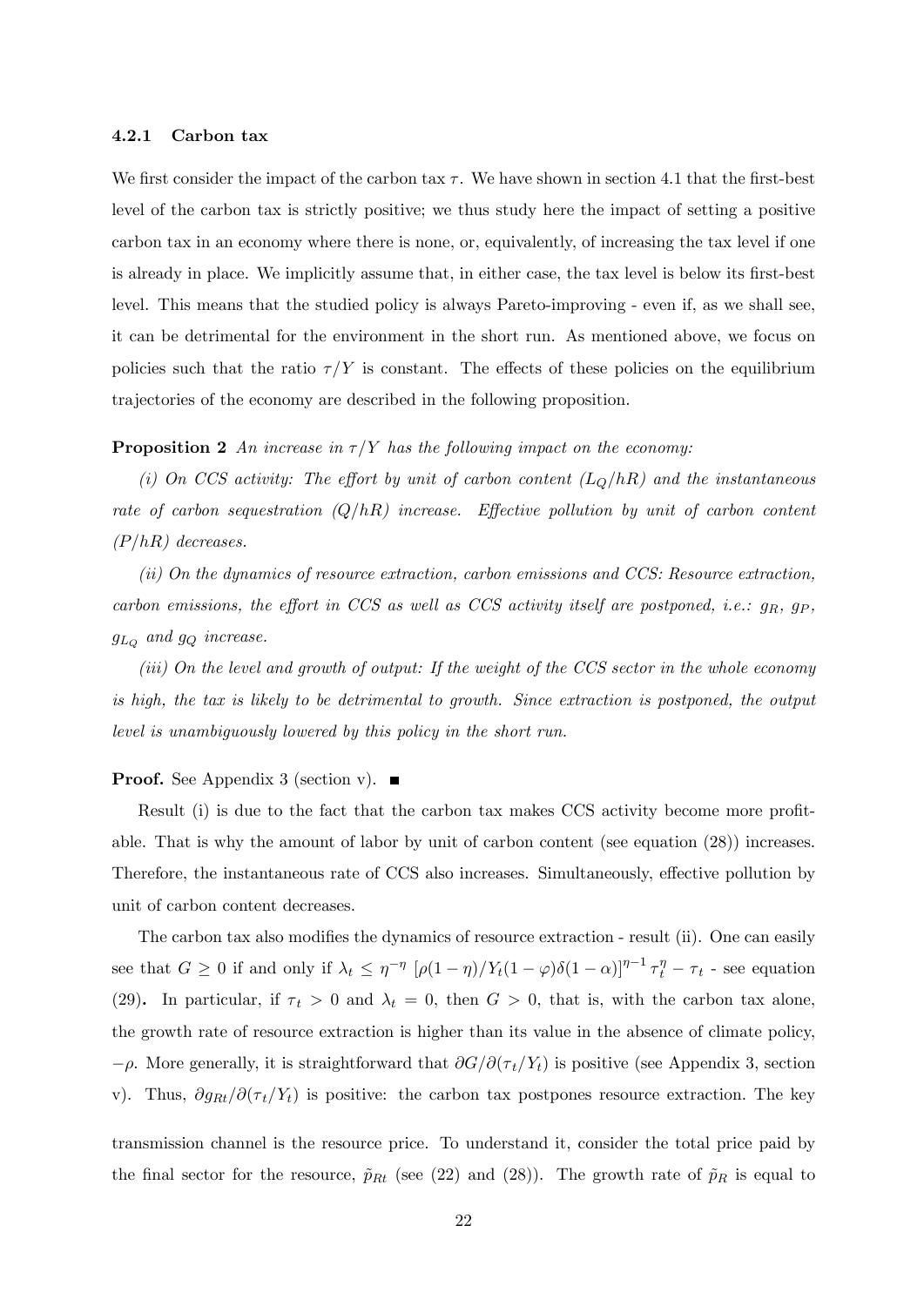#### 4.2.1 Carbon tax

We first consider the impact of the carbon tax $\tau$. We have shown in section 4.1 that the first-best level of the carbon tax is strictly positive; we thus study here the impact of setting a positive carbon tax in an economy where there is none, or, equivalently, of increasing the tax level if one is already in place. We implicitly assume that, in either case, the tax level is below its first-best level. This means that the studied policy is always Pareto-improving - even if, as we shall see, it can be detrimental for the environment in the short run. As mentioned above, we focus on policies such that the ratio $\tau/Y$ is constant. The effects of these policies on the equilibrium trajectories of the economy are described in the following proposition.

**Proposition 2** *An increase in $\tau/Y$ has the following impact on the economy:*

*(i) On CCS activity: The effort by unit of carbon content ($L_Q/hR$) and the instantaneous rate of carbon sequestration ($Q/hR$) increase. Effective pollution by unit of carbon content ($P/hR$) decreases.*

*(ii) On the dynamics of resource extraction, carbon emissions and CCS: Resource extraction, carbon emissions, the effort in CCS as well as CCS activity itself are postponed, i.e.: $g_R$, $g_P$, $g_{L_Q}$ and $g_Q$ increase.*

*(iii) On the level and growth of output: If the weight of the CCS sector in the whole economy is high, the tax is likely to be detrimental to growth. Since extraction is postponed, the output level is unambiguously lowered by this policy in the short run.*

**Proof.** See Appendix 3 (section v). ■

Result (i) is due to the fact that the carbon tax makes CCS activity become more profitable. That is why the amount of labor by unit of carbon content (see equation (28)) increases. Therefore, the instantaneous rate of CCS also increases. Simultaneously, effective pollution by unit of carbon content decreases.

The carbon tax also modifies the dynamics of resource extraction - result (ii). One can easily see that $G \geq 0$ if and only if $\lambda_t \leq \eta^{-\eta} \left[\rho(1-\eta)/Y_t(1-\varphi)\delta(1-\alpha)\right]^{\eta-1} \tau_t^{\eta} - \tau_t$ - see equation (29). In particular, if $\tau_t > 0$ and $\lambda_t = 0$, then $G > 0$, that is, with the carbon tax alone, the growth rate of resource extraction is higher than its value in the absence of climate policy, $-\rho$. More generally, it is straightforward that $\partial G/\partial(\tau_t/Y_t)$ is positive (see Appendix 3, section v). Thus, $\partial g_{Rt}/\partial(\tau_t/Y_t)$ is positive: the carbon tax postpones resource extraction. The key transmission channel is the resource price. To understand it, consider the total price paid by the final sector for the resource, $\tilde{p}_{Rt}$ (see (22) and (28)). The growth rate of $\tilde{p}_R$ is equal to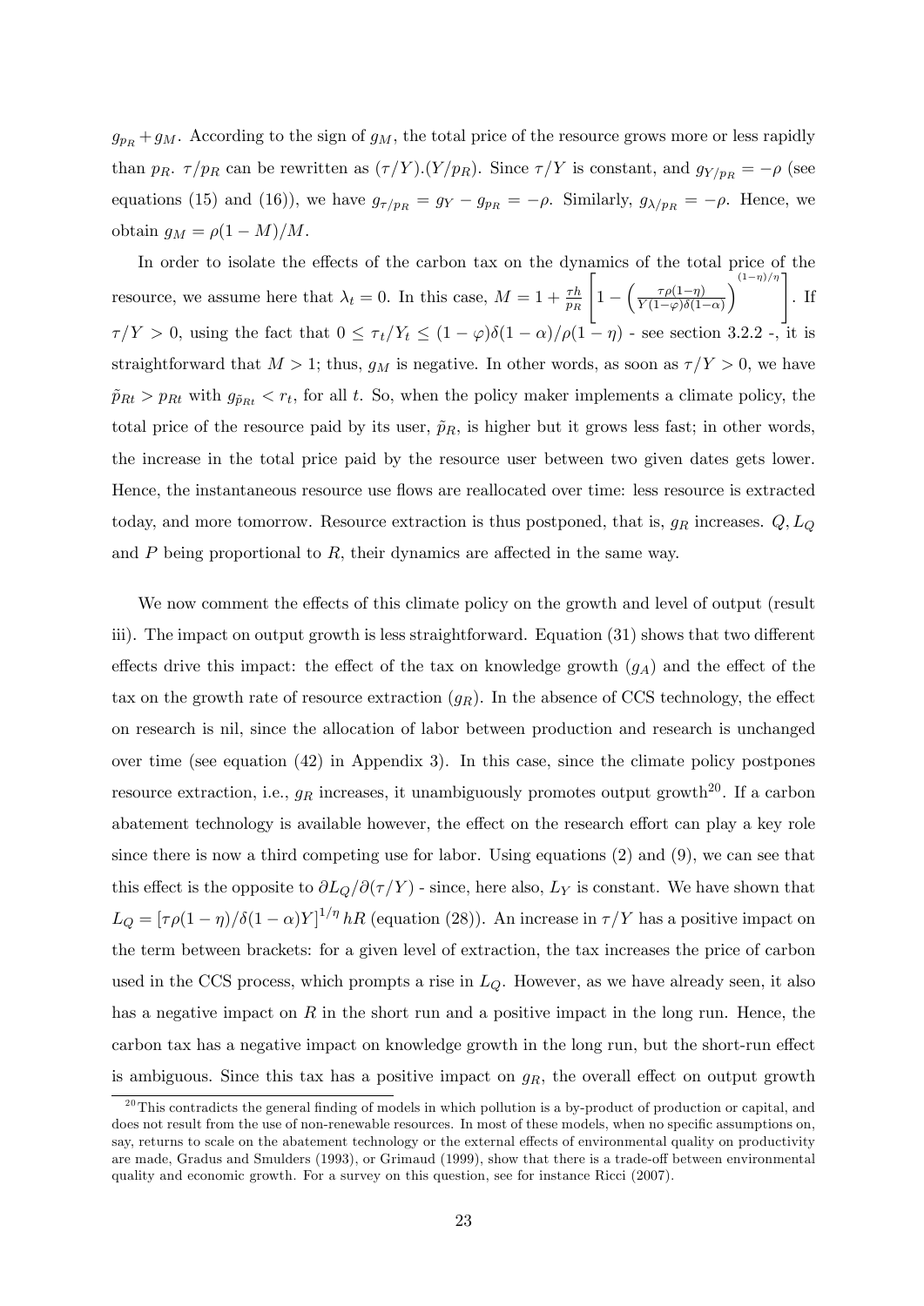$g_{p_R} + g_M$. According to the sign of $g_M$, the total price of the resource grows more or less rapidly than $p_R$. $\tau/p_R$ can be rewritten as $(\tau/Y).(Y/p_R)$. Since $\tau/Y$ is constant, and $g_{Y/p_R} = -\rho$ (see equations (15) and (16)), we have $g_{\tau/p_R} = g_Y - g_{p_R} = -\rho$. Similarly, $g_{\lambda/p_R} = -\rho$. Hence, we obtain $g_M = \rho(1-M)/M$.

In order to isolate the effects of the carbon tax on the dynamics of the total price of the resource, we assume here that $\lambda_t = 0$. In this case, $M = 1 + \frac{\tau h}{p_R}\left[1 - \left(\frac{\tau\rho(1-\eta)}{Y(1-\varphi)\delta(1-\alpha)}\right)^{(1-\eta)/\eta}\right]$. If $\tau/Y > 0$, using the fact that $0 \le \tau_t/Y_t \le (1-\varphi)\delta(1-\alpha)/\rho(1-\eta)$ - see section 3.2.2 -, it is straightforward that $M > 1$; thus, $g_M$ is negative. In other words, as soon as $\tau/Y > 0$, we have $\tilde{p}_{Rt} > p_{Rt}$ with $g_{\tilde{p}_{Rt}} < r_t$, for all $t$. So, when the policy maker implements a climate policy, the total price of the resource paid by its user, $\tilde{p}_R$, is higher but it grows less fast; in other words, the increase in the total price paid by the resource user between two given dates gets lower. Hence, the instantaneous resource use flows are reallocated over time: less resource is extracted today, and more tomorrow. Resource extraction is thus postponed, that is, $g_R$ increases. $Q, L_Q$ and $P$ being proportional to $R$, their dynamics are affected in the same way.

We now comment the effects of this climate policy on the growth and level of output (result iii). The impact on output growth is less straightforward. Equation (31) shows that two different effects drive this impact: the effect of the tax on knowledge growth ($g_A$) and the effect of the tax on the growth rate of resource extraction ($g_R$). In the absence of CCS technology, the effect on research is nil, since the allocation of labor between production and research is unchanged over time (see equation (42) in Appendix 3). In this case, since the climate policy postpones resource extraction, i.e., $g_R$ increases, it unambiguously promotes output growth[20]. If a carbon abatement technology is available however, the effect on the research effort can play a key role since there is now a third competing use for labor. Using equations (2) and (9), we can see that this effect is the opposite to $\partial L_Q/\partial(\tau/Y)$ - since, here also, $L_Y$ is constant. We have shown that $L_Q = [\tau\rho(1-\eta)/\delta(1-\alpha)Y]^{1/\eta} hR$ (equation (28)). An increase in $\tau/Y$ has a positive impact on the term between brackets: for a given level of extraction, the tax increases the price of carbon used in the CCS process, which prompts a rise in $L_Q$. However, as we have already seen, it also has a negative impact on $R$ in the short run and a positive impact in the long run. Hence, the carbon tax has a negative impact on knowledge growth in the long run, but the short-run effect is ambiguous. Since this tax has a positive impact on $g_R$, the overall effect on output growth

[20]This contradicts the general finding of models in which pollution is a by-product of production or capital, and does not result from the use of non-renewable resources. In most of these models, when no specific assumptions on, say, returns to scale on the abatement technology or the external effects of environmental quality on productivity are made, Gradus and Smulders (1993), or Grimaud (1999), show that there is a trade-off between environmental quality and economic growth. For a survey on this question, see for instance Ricci (2007).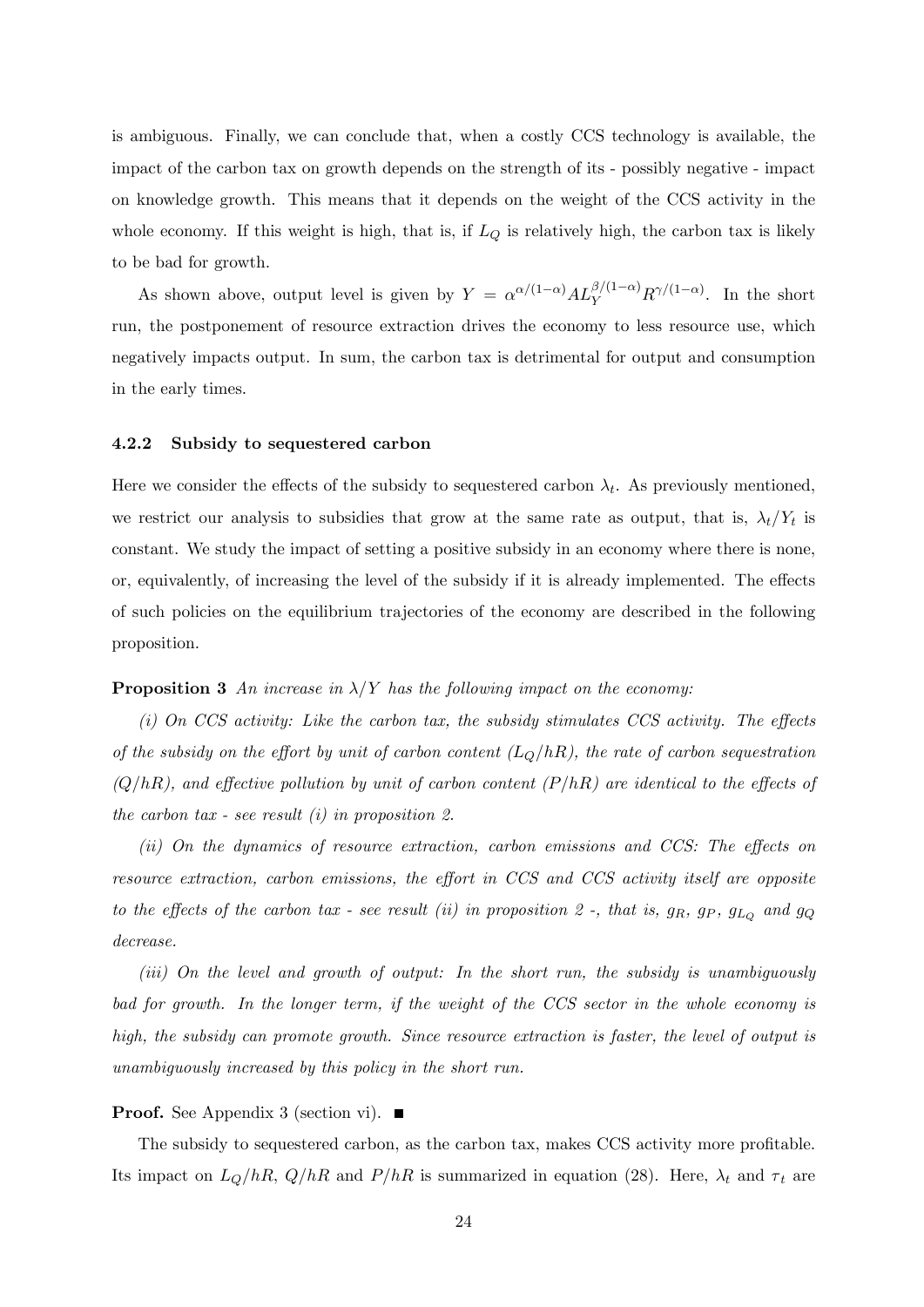is ambiguous. Finally, we can conclude that, when a costly CCS technology is available, the impact of the carbon tax on growth depends on the strength of its - possibly negative - impact on knowledge growth. This means that it depends on the weight of the CCS activity in the whole economy. If this weight is high, that is, if $L_Q$ is relatively high, the carbon tax is likely to be bad for growth.

As shown above, output level is given by $Y = \alpha^{\alpha/(1-\alpha)} A L_Y^{\beta/(1-\alpha)} R^{\gamma/(1-\alpha)}$. In the short run, the postponement of resource extraction drives the economy to less resource use, which negatively impacts output. In sum, the carbon tax is detrimental for output and consumption in the early times.

#### 4.2.2 Subsidy to sequestered carbon

Here we consider the effects of the subsidy to sequestered carbon $\lambda_t$. As previously mentioned, we restrict our analysis to subsidies that grow at the same rate as output, that is, $\lambda_t/Y_t$ is constant. We study the impact of setting a positive subsidy in an economy where there is none, or, equivalently, of increasing the level of the subsidy if it is already implemented. The effects of such policies on the equilibrium trajectories of the economy are described in the following proposition.

**Proposition 3** *An increase in $\lambda/Y$ has the following impact on the economy:*

*(i) On CCS activity: Like the carbon tax, the subsidy stimulates CCS activity. The effects of the subsidy on the effort by unit of carbon content ($L_Q/hR$), the rate of carbon sequestration ($Q/hR$), and effective pollution by unit of carbon content ($P/hR$) are identical to the effects of the carbon tax - see result (i) in proposition 2.*

*(ii) On the dynamics of resource extraction, carbon emissions and CCS: The effects on resource extraction, carbon emissions, the effort in CCS and CCS activity itself are opposite to the effects of the carbon tax - see result (ii) in proposition 2 -, that is, $g_R$, $g_P$, $g_{L_Q}$ and $g_Q$ decrease.*

*(iii) On the level and growth of output: In the short run, the subsidy is unambiguously bad for growth. In the longer term, if the weight of the CCS sector in the whole economy is high, the subsidy can promote growth. Since resource extraction is faster, the level of output is unambiguously increased by this policy in the short run.*

**Proof.** See Appendix 3 (section vi). ∎

The subsidy to sequestered carbon, as the carbon tax, makes CCS activity more profitable. Its impact on $L_Q/hR$, $Q/hR$ and $P/hR$ is summarized in equation (28). Here, $\lambda_t$ and $\tau_t$ are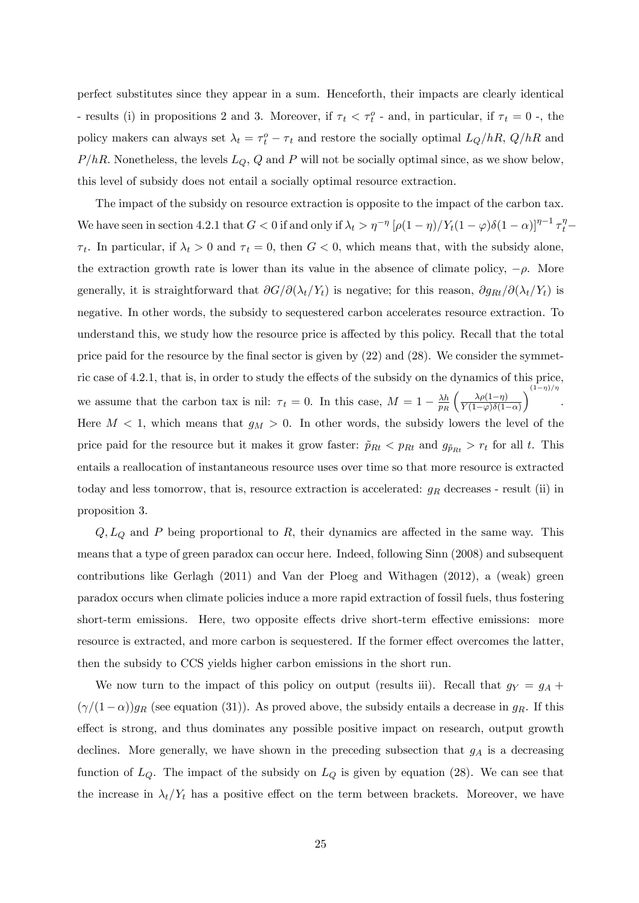perfect substitutes since they appear in a sum. Henceforth, their impacts are clearly identical - results (i) in propositions 2 and 3. Moreover, if $\tau_t < \tau_t^o$ - and, in particular, if $\tau_t = 0$ -, the policy makers can always set $\lambda_t = \tau_t^o - \tau_t$ and restore the socially optimal $L_Q/hR$, $Q/hR$ and $P/hR$. Nonetheless, the levels $L_Q$, $Q$ and $P$ will not be socially optimal since, as we show below, this level of subsidy does not entail a socially optimal resource extraction.

The impact of the subsidy on resource extraction is opposite to the impact of the carbon tax. We have seen in section 4.2.1 that $G < 0$ if and only if $\lambda_t > \eta^{-\eta} \left[\rho(1-\eta)/Y_t(1-\varphi)\delta(1-\alpha)\right]^{\eta-1} \tau_t^{\eta} - \tau_t$. In particular, if $\lambda_t > 0$ and $\tau_t = 0$, then $G < 0$, which means that, with the subsidy alone, the extraction growth rate is lower than its value in the absence of climate policy, $-\rho$. More generally, it is straightforward that $\partial G/\partial(\lambda_t/Y_t)$ is negative; for this reason, $\partial g_{Rt}/\partial(\lambda_t/Y_t)$ is negative. In other words, the subsidy to sequestered carbon accelerates resource extraction. To understand this, we study how the resource price is affected by this policy. Recall that the total price paid for the resource by the final sector is given by (22) and (28). We consider the symmetric case of 4.2.1, that is, in order to study the effects of the subsidy on the dynamics of this price, we assume that the carbon tax is nil: $\tau_t = 0$. In this case, $M = 1 - \frac{\lambda h}{p_R}\left(\frac{\lambda\rho(1-\eta)}{Y(1-\varphi)\delta(1-\alpha)}\right)^{(1-\eta)/\eta}$. Here $M < 1$, which means that $g_M > 0$. In other words, the subsidy lowers the level of the price paid for the resource but it makes it grow faster: $\tilde{p}_{Rt} < p_{Rt}$ and $g_{\tilde{p}_{Rt}} > r_t$ for all $t$. This entails a reallocation of instantaneous resource uses over time so that more resource is extracted today and less tomorrow, that is, resource extraction is accelerated: $g_R$ decreases - result (ii) in proposition 3.

$Q, L_Q$ and $P$ being proportional to $R$, their dynamics are affected in the same way. This means that a type of green paradox can occur here. Indeed, following Sinn (2008) and subsequent contributions like Gerlagh (2011) and Van der Ploeg and Withagen (2012), a (weak) green paradox occurs when climate policies induce a more rapid extraction of fossil fuels, thus fostering short-term emissions. Here, two opposite effects drive short-term effective emissions: more resource is extracted, and more carbon is sequestered. If the former effect overcomes the latter, then the subsidy to CCS yields higher carbon emissions in the short run.

We now turn to the impact of this policy on output (results iii). Recall that $g_Y = g_A + (\gamma/(1-\alpha))g_R$ (see equation (31)). As proved above, the subsidy entails a decrease in $g_R$. If this effect is strong, and thus dominates any possible positive impact on research, output growth declines. More generally, we have shown in the preceding subsection that $g_A$ is a decreasing function of $L_Q$. The impact of the subsidy on $L_Q$ is given by equation (28). We can see that the increase in $\lambda_t/Y_t$ has a positive effect on the term between brackets. Moreover, we have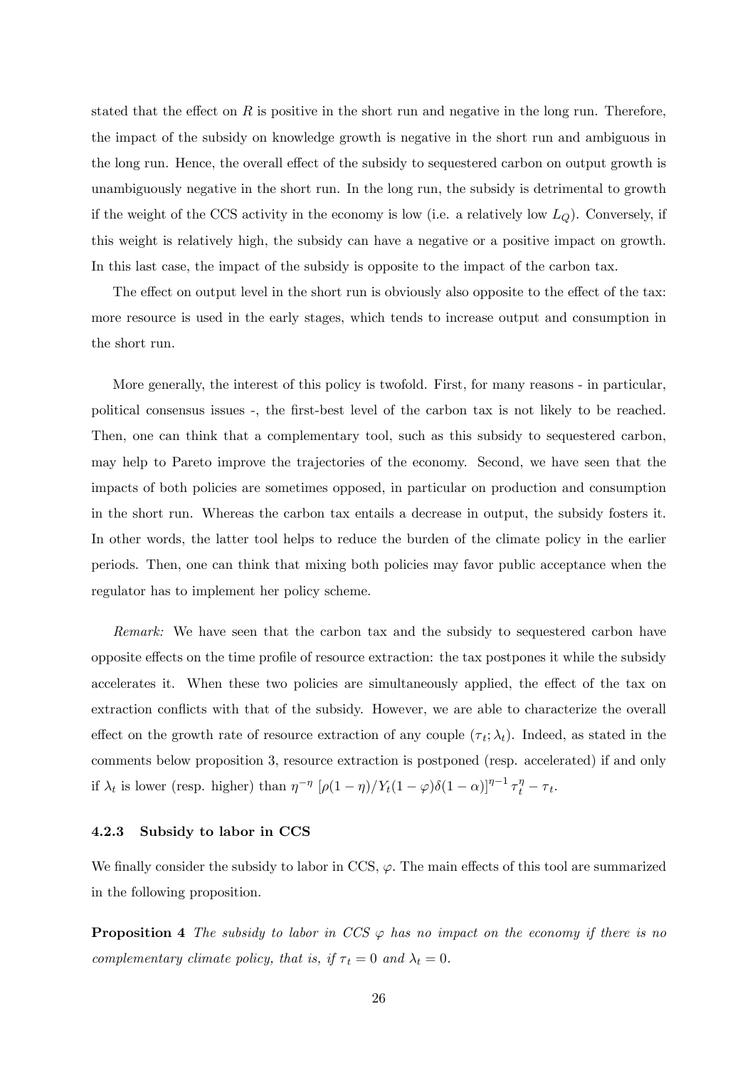stated that the effect on $R$ is positive in the short run and negative in the long run. Therefore, the impact of the subsidy on knowledge growth is negative in the short run and ambiguous in the long run. Hence, the overall effect of the subsidy to sequestered carbon on output growth is unambiguously negative in the short run. In the long run, the subsidy is detrimental to growth if the weight of the CCS activity in the economy is low (i.e. a relatively low $L_Q$). Conversely, if this weight is relatively high, the subsidy can have a negative or a positive impact on growth. In this last case, the impact of the subsidy is opposite to the impact of the carbon tax.

The effect on output level in the short run is obviously also opposite to the effect of the tax: more resource is used in the early stages, which tends to increase output and consumption in the short run.

More generally, the interest of this policy is twofold. First, for many reasons - in particular, political consensus issues -, the first-best level of the carbon tax is not likely to be reached. Then, one can think that a complementary tool, such as this subsidy to sequestered carbon, may help to Pareto improve the trajectories of the economy. Second, we have seen that the impacts of both policies are sometimes opposed, in particular on production and consumption in the short run. Whereas the carbon tax entails a decrease in output, the subsidy fosters it. In other words, the latter tool helps to reduce the burden of the climate policy in the earlier periods. Then, one can think that mixing both policies may favor public acceptance when the regulator has to implement her policy scheme.

*Remark:* We have seen that the carbon tax and the subsidy to sequestered carbon have opposite effects on the time profile of resource extraction: the tax postpones it while the subsidy accelerates it. When these two policies are simultaneously applied, the effect of the tax on extraction conflicts with that of the subsidy. However, we are able to characterize the overall effect on the growth rate of resource extraction of any couple $(\tau_t; \lambda_t)$. Indeed, as stated in the comments below proposition 3, resource extraction is postponed (resp. accelerated) if and only if $\lambda_t$ is lower (resp. higher) than $\eta^{-\eta}\left[\rho(1-\eta)/Y_t(1-\varphi)\delta(1-\alpha)\right]^{\eta-1}\tau_t^{\eta} - \tau_t$.

#### 4.2.3 Subsidy to labor in CCS

We finally consider the subsidy to labor in CCS, $\varphi$. The main effects of this tool are summarized in the following proposition.

**Proposition 4** *The subsidy to labor in CCS $\varphi$ has no impact on the economy if there is no complementary climate policy, that is, if $\tau_t = 0$ and $\lambda_t = 0$.*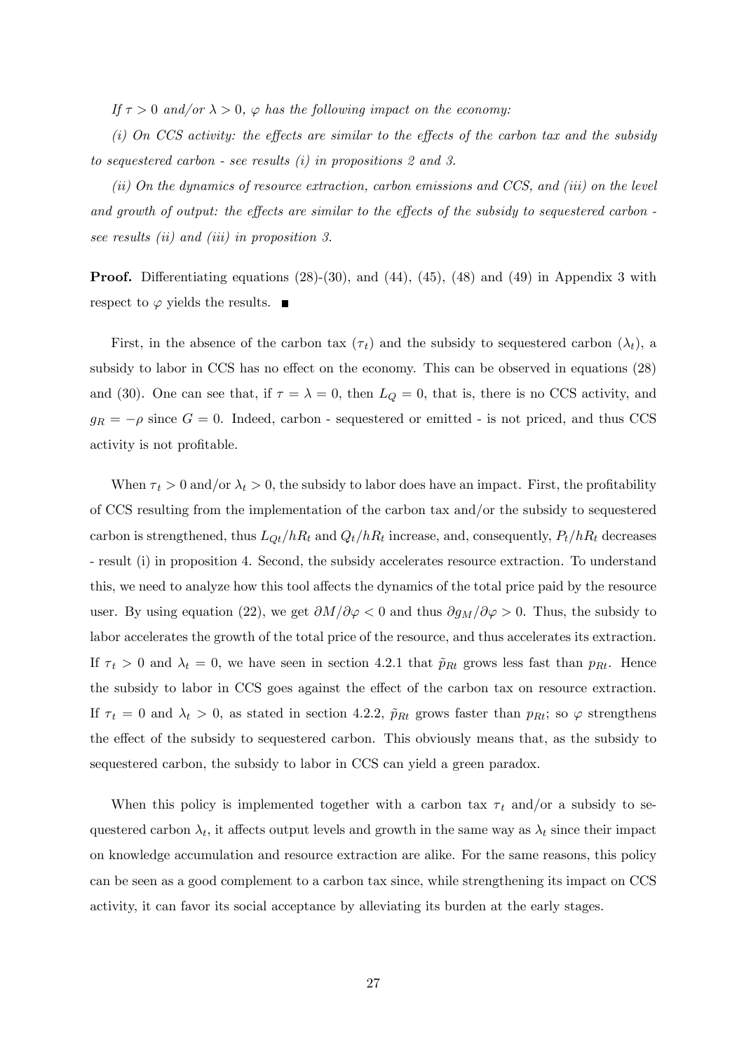*If $\tau > 0$ and/or $\lambda > 0$, $\varphi$ has the following impact on the economy:*

*(i) On CCS activity: the effects are similar to the effects of the carbon tax and the subsidy to sequestered carbon - see results (i) in propositions 2 and 3.*

*(ii) On the dynamics of resource extraction, carbon emissions and CCS, and (iii) on the level and growth of output: the effects are similar to the effects of the subsidy to sequestered carbon - see results (ii) and (iii) in proposition 3.*

**Proof.** Differentiating equations (28)-(30), and (44), (45), (48) and (49) in Appendix 3 with respect to $\varphi$ yields the results. ■

First, in the absence of the carbon tax ($\tau_t$) and the subsidy to sequestered carbon ($\lambda_t$), a subsidy to labor in CCS has no effect on the economy. This can be observed in equations (28) and (30). One can see that, if $\tau = \lambda = 0$, then $L_Q = 0$, that is, there is no CCS activity, and $g_R = -\rho$ since $G = 0$. Indeed, carbon - sequestered or emitted - is not priced, and thus CCS activity is not profitable.

When $\tau_t > 0$ and/or $\lambda_t > 0$, the subsidy to labor does have an impact. First, the profitability of CCS resulting from the implementation of the carbon tax and/or the subsidy to sequestered carbon is strengthened, thus $L_{Qt}/hR_t$ and $Q_t/hR_t$ increase, and, consequently, $P_t/hR_t$ decreases - result (i) in proposition 4. Second, the subsidy accelerates resource extraction. To understand this, we need to analyze how this tool affects the dynamics of the total price paid by the resource user. By using equation (22), we get $\partial M/\partial \varphi < 0$ and thus $\partial g_M/\partial \varphi > 0$. Thus, the subsidy to labor accelerates the growth of the total price of the resource, and thus accelerates its extraction. If $\tau_t > 0$ and $\lambda_t = 0$, we have seen in section 4.2.1 that $\tilde{p}_{Rt}$ grows less fast than $p_{Rt}$. Hence the subsidy to labor in CCS goes against the effect of the carbon tax on resource extraction. If $\tau_t = 0$ and $\lambda_t > 0$, as stated in section 4.2.2, $\tilde{p}_{Rt}$ grows faster than $p_{Rt}$; so $\varphi$ strengthens the effect of the subsidy to sequestered carbon. This obviously means that, as the subsidy to sequestered carbon, the subsidy to labor in CCS can yield a green paradox.

When this policy is implemented together with a carbon tax $\tau_t$ and/or a subsidy to sequestered carbon $\lambda_t$, it affects output levels and growth in the same way as $\lambda_t$ since their impact on knowledge accumulation and resource extraction are alike. For the same reasons, this policy can be seen as a good complement to a carbon tax since, while strengthening its impact on CCS activity, it can favor its social acceptance by alleviating its burden at the early stages.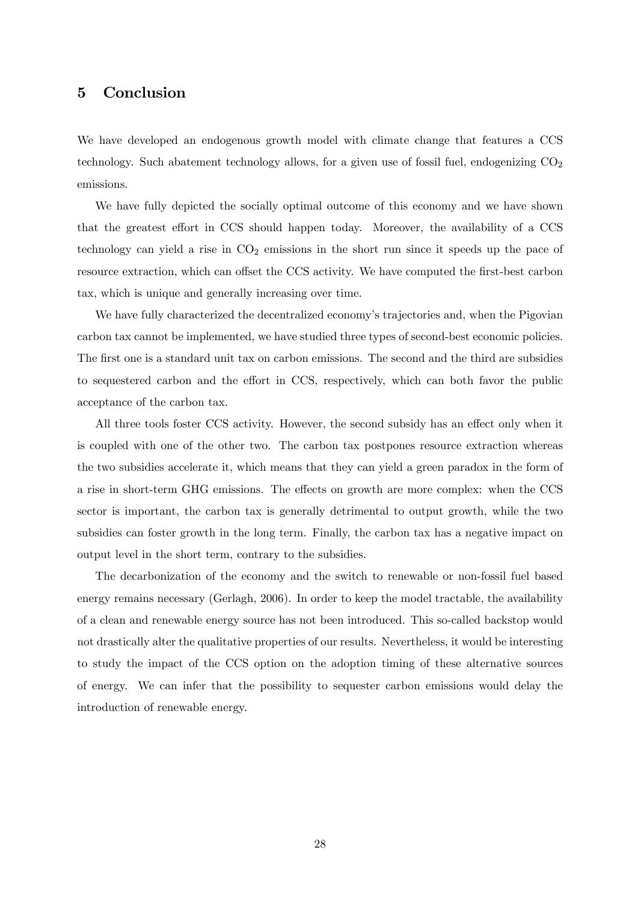## 5 Conclusion

We have developed an endogenous growth model with climate change that features a CCS technology. Such abatement technology allows, for a given use of fossil fuel, endogenizing $CO_2$ emissions.

We have fully depicted the socially optimal outcome of this economy and we have shown that the greatest effort in CCS should happen today. Moreover, the availability of a CCS technology can yield a rise in $CO_2$ emissions in the short run since it speeds up the pace of resource extraction, which can offset the CCS activity. We have computed the first-best carbon tax, which is unique and generally increasing over time.

We have fully characterized the decentralized economy's trajectories and, when the Pigovian carbon tax cannot be implemented, we have studied three types of second-best economic policies. The first one is a standard unit tax on carbon emissions. The second and the third are subsidies to sequestered carbon and the effort in CCS, respectively, which can both favor the public acceptance of the carbon tax.

All three tools foster CCS activity. However, the second subsidy has an effect only when it is coupled with one of the other two. The carbon tax postpones resource extraction whereas the two subsidies accelerate it, which means that they can yield a green paradox in the form of a rise in short-term GHG emissions. The effects on growth are more complex: when the CCS sector is important, the carbon tax is generally detrimental to output growth, while the two subsidies can foster growth in the long term. Finally, the carbon tax has a negative impact on output level in the short term, contrary to the subsidies.

The decarbonization of the economy and the switch to renewable or non-fossil fuel based energy remains necessary (Gerlagh, 2006). In order to keep the model tractable, the availability of a clean and renewable energy source has not been introduced. This so-called backstop would not drastically alter the qualitative properties of our results. Nevertheless, it would be interesting to study the impact of the CCS option on the adoption timing of these alternative sources of energy. We can infer that the possibility to sequester carbon emissions would delay the introduction of renewable energy.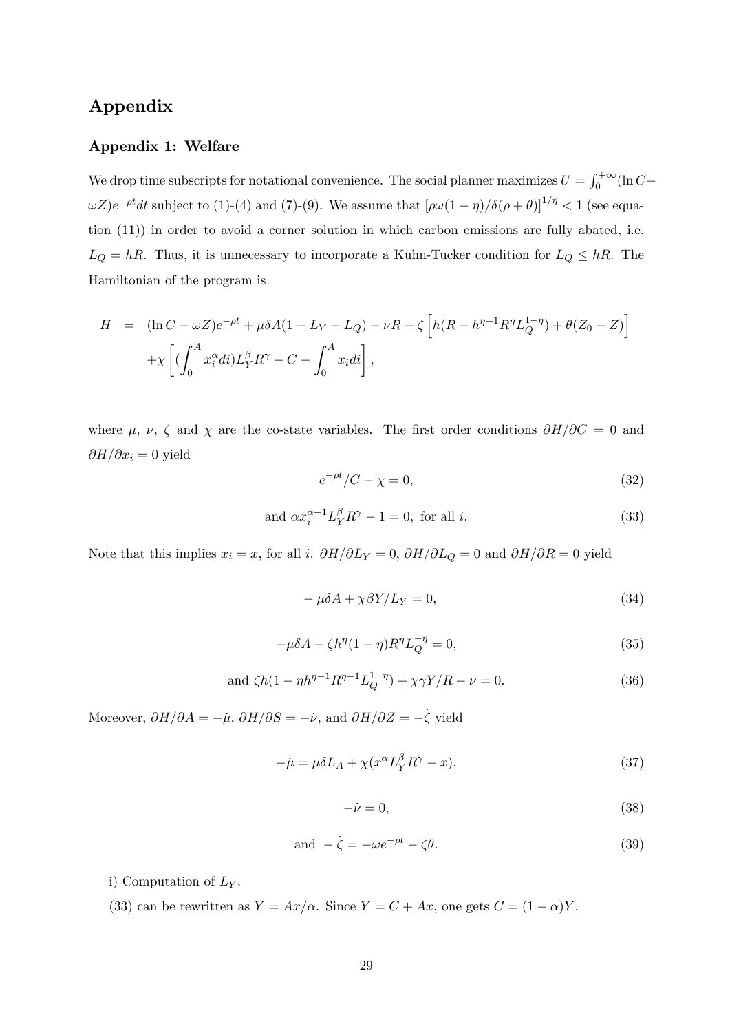# Appendix

### Appendix 1: Welfare

We drop time subscripts for notational convenience. The social planner maximizes $U = \int_0^{+\infty} (\ln C - \omega Z) e^{-\rho t} dt$ subject to (1)-(4) and (7)-(9). We assume that $[\rho\omega(1-\eta)/\delta(\rho+\theta)]^{1/\eta} < 1$ (see equation (11)) in order to avoid a corner solution in which carbon emissions are fully abated, i.e. $L_Q = hR$. Thus, it is unnecessary to incorporate a Kuhn-Tucker condition for $L_Q \leq hR$. The Hamiltonian of the program is

$$
\begin{aligned}
H &= (\ln C - \omega Z)e^{-\rho t} + \mu\delta A(1 - L_Y - L_Q) - \nu R + \zeta \left[ h(R - h^{\eta-1}R^{\eta}L_Q^{1-\eta}) + \theta(Z_0 - Z) \right] \\
&\quad + \chi \left[ \left(\int_0^A x_i^{\alpha} di\right) L_Y^{\beta} R^{\gamma} - C - \int_0^A x_i di \right],
\end{aligned}
$$

where $\mu$, $\nu$, $\zeta$ and $\chi$ are the co-state variables. The first order conditions $\partial H/\partial C = 0$ and $\partial H/\partial x_i = 0$ yield

$$
e^{-\rho t}/C - \chi = 0, \tag{32}
$$

$$
\text{and } \alpha x_i^{\alpha-1} L_Y^{\beta} R^{\gamma} - 1 = 0, \text{ for all } i. \tag{33}
$$

Note that this implies $x_i = x$, for all $i$. $\partial H/\partial L_Y = 0$, $\partial H/\partial L_Q = 0$ and $\partial H/\partial R = 0$ yield

$$
-\mu\delta A + \chi\beta Y/L_Y = 0, \tag{34}
$$

$$
-\mu\delta A - \zeta h^{\eta}(1-\eta)R^{\eta}L_Q^{-\eta} = 0, \tag{35}
$$

$$
\text{and } \zeta h(1 - \eta h^{\eta-1}R^{\eta-1}L_Q^{1-\eta}) + \chi\gamma Y/R - \nu = 0. \tag{36}
$$

Moreover, $\partial H/\partial A = -\dot{\mu}$, $\partial H/\partial S = -\dot{\nu}$, and $\partial H/\partial Z = -\dot{\zeta}$ yield

$$
-\dot{\mu} = \mu\delta L_A + \chi(x^{\alpha}L_Y^{\beta}R^{\gamma} - x), \tag{37}
$$

$$
-\dot{\nu} = 0, \tag{38}
$$

$$
\text{and } -\dot{\zeta} = -\omega e^{-\rho t} - \zeta\theta. \tag{39}
$$

i) Computation of $L_Y$.

(33) can be rewritten as $Y = Ax/\alpha$. Since $Y = C + Ax$, one gets $C = (1-\alpha)Y$.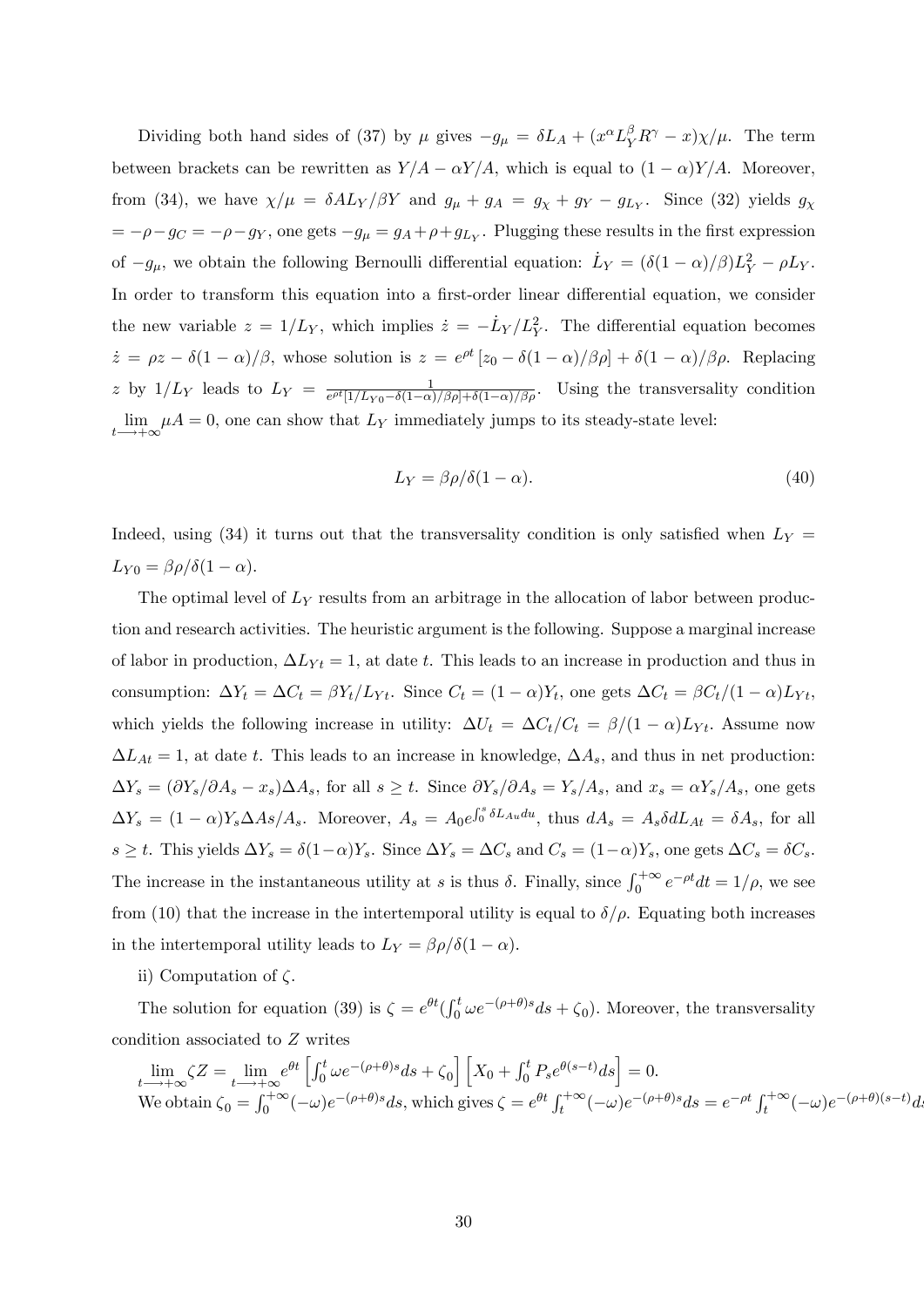Dividing both hand sides of (37) by $\mu$ gives $-g_\mu = \delta L_A + (x^\alpha L_Y^\beta R^\gamma - x)\chi/\mu$. The term between brackets can be rewritten as $Y/A - \alpha Y/A$, which is equal to $(1-\alpha)Y/A$. Moreover, from (34), we have $\chi/\mu = \delta A L_Y/\beta Y$ and $g_\mu + g_A = g_\chi + g_Y - g_{L_Y}$. Since (32) yields $g_\chi = -\rho - g_C = -\rho - g_Y$, one gets $-g_\mu = g_A + \rho + g_{L_Y}$. Plugging these results in the first expression of $-g_\mu$, we obtain the following Bernoulli differential equation: $\dot{L}_Y = (\delta(1-\alpha)/\beta)L_Y^2 - \rho L_Y$. In order to transform this equation into a first-order linear differential equation, we consider the new variable $z = 1/L_Y$, which implies $\dot{z} = -\dot{L}_Y/L_Y^2$. The differential equation becomes $\dot{z} = \rho z - \delta(1-\alpha)/\beta$, whose solution is $z = e^{\rho t}\left[z_0 - \delta(1-\alpha)/\beta\rho\right] + \delta(1-\alpha)/\beta\rho$. Replacing $z$ by $1/L_Y$ leads to $L_Y = \frac{1}{e^{\rho t}[1/L_{Y0} - \delta(1-\alpha)/\beta\rho] + \delta(1-\alpha)/\beta\rho}$. Using the transversality condition $\lim_{t \longrightarrow +\infty} \mu A = 0$, one can show that $L_Y$ immediately jumps to its steady-state level:

$$L_Y = \beta\rho/\delta(1-\alpha). \tag{40}$$

Indeed, using (34) it turns out that the transversality condition is only satisfied when $L_Y = L_{Y0} = \beta\rho/\delta(1-\alpha)$.

The optimal level of $L_Y$ results from an arbitrage in the allocation of labor between production and research activities. The heuristic argument is the following. Suppose a marginal increase of labor in production, $\Delta L_{Yt} = 1$, at date $t$. This leads to an increase in production and thus in consumption: $\Delta Y_t = \Delta C_t = \beta Y_t/L_{Yt}$. Since $C_t = (1-\alpha)Y_t$, one gets $\Delta C_t = \beta C_t/(1-\alpha)L_{Yt}$, which yields the following increase in utility: $\Delta U_t = \Delta C_t/C_t = \beta/(1-\alpha)L_{Yt}$. Assume now $\Delta L_{At} = 1$, at date $t$. This leads to an increase in knowledge, $\Delta A_s$, and thus in net production: $\Delta Y_s = (\partial Y_s/\partial A_s - x_s)\Delta A_s$, for all $s \geq t$. Since $\partial Y_s/\partial A_s = Y_s/A_s$, and $x_s = \alpha Y_s/A_s$, one gets $\Delta Y_s = (1-\alpha)Y_s \Delta A s/A_s$. Moreover, $A_s = A_0 e^{\int_0^s \delta L_{Au} du}$, thus $dA_s = A_s \delta dL_{At} = \delta A_s$, for all $s \geq t$. This yields $\Delta Y_s = \delta(1-\alpha)Y_s$. Since $\Delta Y_s = \Delta C_s$ and $C_s = (1-\alpha)Y_s$, one gets $\Delta C_s = \delta C_s$. The increase in the instantaneous utility at $s$ is thus $\delta$. Finally, since $\int_0^{+\infty} e^{-\rho t} dt = 1/\rho$, we see from (10) that the increase in the intertemporal utility is equal to $\delta/\rho$. Equating both increases in the intertemporal utility leads to $L_Y = \beta\rho/\delta(1-\alpha)$.

ii) Computation of $\zeta$.

The solution for equation (39) is $\zeta = e^{\theta t}(\int_0^t \omega e^{-(\rho+\theta)s} ds + \zeta_0)$. Moreover, the transversality condition associated to $Z$ writes

$\lim_{t \longrightarrow +\infty} \zeta Z = \lim_{t \longrightarrow +\infty} e^{\theta t}\left[\int_0^t \omega e^{-(\rho+\theta)s} ds + \zeta_0\right]\left[X_0 + \int_0^t P_s e^{\theta(s-t)} ds\right] = 0.$

We obtain $\zeta_0 = \int_0^{+\infty}(-\omega)e^{-(\rho+\theta)s} ds$, which gives $\zeta = e^{\theta t}\int_t^{+\infty}(-\omega)e^{-(\rho+\theta)s} ds = e^{-\rho t}\int_t^{+\infty}(-\omega)e^{-(\rho+\theta)(s-t)} ds$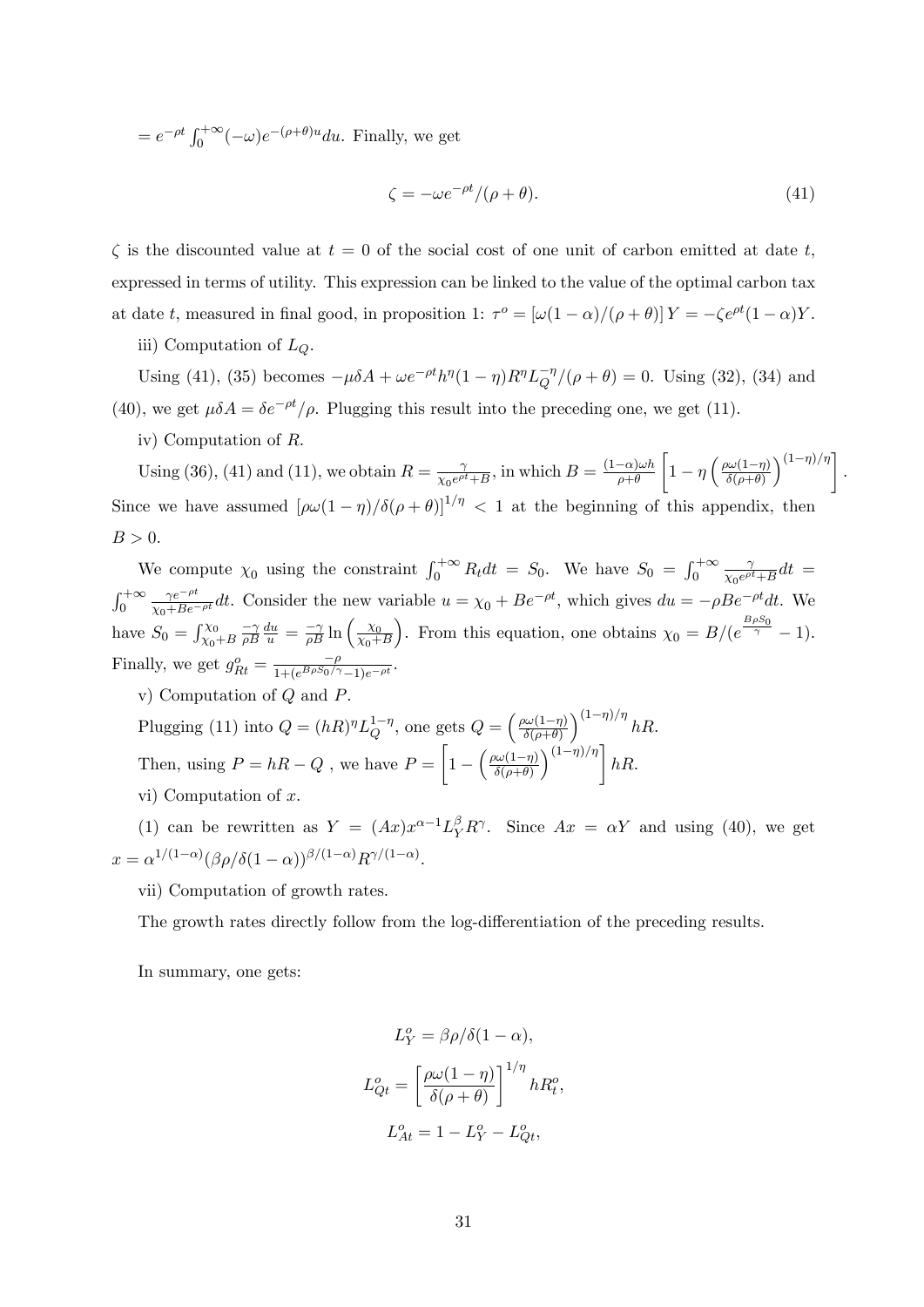$= e^{-\rho t}\int_0^{+\infty}(-\omega)e^{-(\rho+\theta)u}du$. Finally, we get

$$\zeta = -\omega e^{-\rho t}/(\rho+\theta). \tag{41}$$

$\zeta$ is the discounted value at $t=0$ of the social cost of one unit of carbon emitted at date $t$, expressed in terms of utility. This expression can be linked to the value of the optimal carbon tax at date $t$, measured in final good, in proposition 1: $\tau^o = \left[\omega(1-\alpha)/(\rho+\theta)\right]Y = -\zeta e^{\rho t}(1-\alpha)Y$.

iii) Computation of $L_Q$.

Using (41), (35) becomes $-\mu\delta A + \omega e^{-\rho t}h^{\eta}(1-\eta)R^{\eta}L_Q^{-\eta}/(\rho+\theta) = 0$. Using (32), (34) and (40), we get $\mu\delta A = \delta e^{-\rho t}/\rho$. Plugging this result into the preceding one, we get (11).

iv) Computation of $R$.

Using (36), (41) and (11), we obtain $R = \frac{\gamma}{\chi_0 e^{\rho t}+B}$, in which $B = \frac{(1-\alpha)\omega h}{\rho+\theta}\left[1-\eta\left(\frac{\rho\omega(1-\eta)}{\delta(\rho+\theta)}\right)^{(1-\eta)/\eta}\right]$. Since we have assumed $\left[\rho\omega(1-\eta)/\delta(\rho+\theta)\right]^{1/\eta} < 1$ at the beginning of this appendix, then $B > 0$.

We compute $\chi_0$ using the constraint $\int_0^{+\infty}R_t dt = S_0$. We have $S_0 = \int_0^{+\infty}\frac{\gamma}{\chi_0 e^{\rho t}+B}dt = \int_0^{+\infty}\frac{\gamma e^{-\rho t}}{\chi_0+Be^{-\rho t}}dt$. Consider the new variable $u = \chi_0 + Be^{-\rho t}$, which gives $du = -\rho Be^{-\rho t}dt$. We have $S_0 = \int_{\chi_0+B}^{\chi_0}\frac{-\gamma}{\rho B}\frac{du}{u} = \frac{-\gamma}{\rho B}\ln\left(\frac{\chi_0}{\chi_0+B}\right)$. From this equation, one obtains $\chi_0 = B/(e^{\frac{B\rho S_0}{\gamma}}-1)$. Finally, we get $g^o_{Rt} = \frac{-\rho}{1+(e^{B\rho S_0/\gamma}-1)e^{-\rho t}}$.

v) Computation of $Q$ and $P$.

Plugging (11) into $Q = (hR)^{\eta}L_Q^{1-\eta}$, one gets $Q = \left(\frac{\rho\omega(1-\eta)}{\delta(\rho+\theta)}\right)^{(1-\eta)/\eta}hR$.

Then, using $P = hR - Q$ , we have $P = \left[1-\left(\frac{\rho\omega(1-\eta)}{\delta(\rho+\theta)}\right)^{(1-\eta)/\eta}\right]hR$.

vi) Computation of $x$.

(1) can be rewritten as $Y = (Ax)x^{\alpha-1}L_Y^{\beta}R^{\gamma}$. Since $Ax = \alpha Y$ and using (40), we get $x = \alpha^{1/(1-\alpha)}(\beta\rho/\delta(1-\alpha))^{\beta/(1-\alpha)}R^{\gamma/(1-\alpha)}$.

vii) Computation of growth rates.

The growth rates directly follow from the log-differentiation of the preceding results.

In summary, one gets:

$$L_Y^o = \beta\rho/\delta(1-\alpha),$$

$$L_{Qt}^o = \left[\frac{\rho\omega(1-\eta)}{\delta(\rho+\theta)}\right]^{1/\eta}hR_t^o,$$

$$L_{At}^o = 1 - L_Y^o - L_{Qt}^o,$$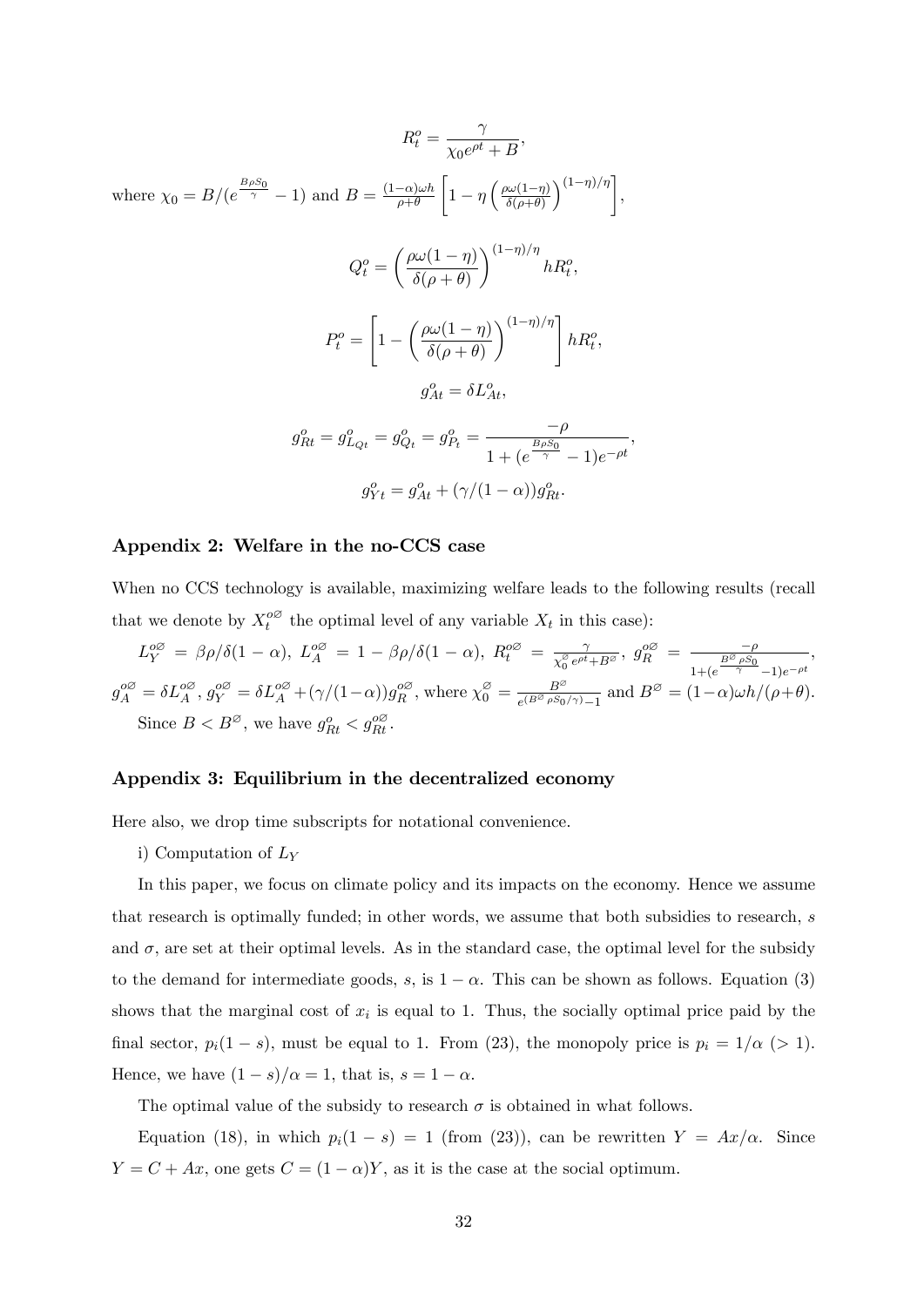$$R_t^o = \frac{\gamma}{\chi_0 e^{\rho t} + B},$$

where $\chi_0 = B/(e^{\frac{B\rho S_0}{\gamma}} - 1)$ and $B = \frac{(1-\alpha)\omega h}{\rho+\theta}\left[1 - \eta\left(\frac{\rho\omega(1-\eta)}{\delta(\rho+\theta)}\right)^{(1-\eta)/\eta}\right]$,

$$Q_t^o = \left(\frac{\rho\omega(1-\eta)}{\delta(\rho+\theta)}\right)^{(1-\eta)/\eta} hR_t^o,$$

$$P_t^o = \left[1 - \left(\frac{\rho\omega(1-\eta)}{\delta(\rho+\theta)}\right)^{(1-\eta)/\eta}\right] hR_t^o,$$

$$g_{At}^o = \delta L_{At}^o,$$

$$g_{Rt}^o = g_{L_Q t}^o = g_{Q_t}^o = g_{P_t}^o = \frac{-\rho}{1 + (e^{\frac{B\rho S_0}{\gamma}} - 1)e^{-\rho t}},$$

$$g_{Yt}^o = g_{At}^o + (\gamma/(1-\alpha))g_{Rt}^o.$$

## Appendix 2: Welfare in the no-CCS case

When no CCS technology is available, maximizing welfare leads to the following results (recall that we denote by $X_t^{o\varnothing}$ the optimal level of any variable $X_t$ in this case):

$L_Y^{o\varnothing} = \beta\rho/\delta(1-\alpha)$, $L_A^{o\varnothing} = 1 - \beta\rho/\delta(1-\alpha)$, $R_t^{o\varnothing} = \frac{\gamma}{\chi_0^{\varnothing} e^{\rho t} + B^{\varnothing}}$, $g_R^{o\varnothing} = \frac{-\rho}{1+(e^{\frac{B^{\varnothing}\rho S_0}{\gamma}}-1)e^{-\rho t}}$, $g_A^{o\varnothing} = \delta L_A^{o\varnothing}$, $g_Y^{o\varnothing} = \delta L_A^{o\varnothing} + (\gamma/(1-\alpha))g_R^{o\varnothing}$, where $\chi_0^{\varnothing} = \frac{B^{\varnothing}}{e^{(B^{\varnothing}\rho S_0/\gamma)}-1}$ and $B^{\varnothing} = (1-\alpha)\omega h/(\rho+\theta)$.

Since $B < B^{\varnothing}$, we have $g_{Rt}^o < g_{Rt}^{o\varnothing}$.

## Appendix 3: Equilibrium in the decentralized economy

Here also, we drop time subscripts for notational convenience.

i) Computation of $L_Y$

In this paper, we focus on climate policy and its impacts on the economy. Hence we assume that research is optimally funded; in other words, we assume that both subsidies to research, $s$ and $\sigma$, are set at their optimal levels. As in the standard case, the optimal level for the subsidy to the demand for intermediate goods, $s$, is $1-\alpha$. This can be shown as follows. Equation (3) shows that the marginal cost of $x_i$ is equal to 1. Thus, the socially optimal price paid by the final sector, $p_i(1-s)$, must be equal to 1. From (23), the monopoly price is $p_i = 1/\alpha$ $(>1)$. Hence, we have $(1-s)/\alpha = 1$, that is, $s = 1-\alpha$.

The optimal value of the subsidy to research $\sigma$ is obtained in what follows.

Equation (18), in which $p_i(1-s) = 1$ (from (23)), can be rewritten $Y = Ax/\alpha$. Since $Y = C + Ax$, one gets $C = (1-\alpha)Y$, as it is the case at the social optimum.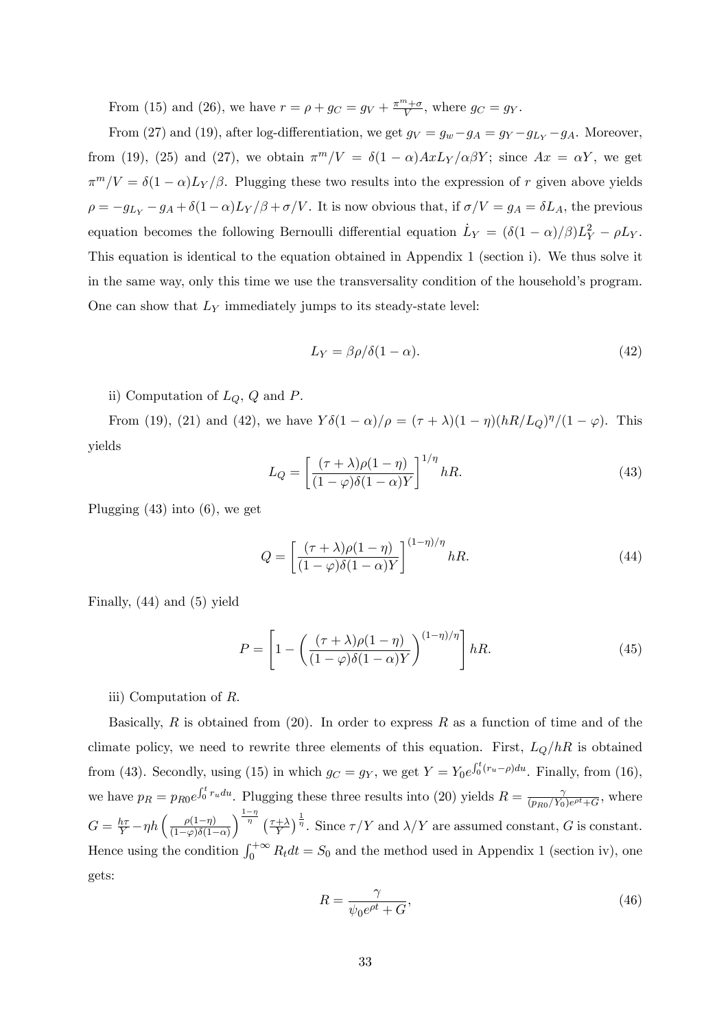From (15) and (26), we have $r = \rho + g_C = g_V + \frac{\pi^m + \sigma}{V}$, where $g_C = g_Y$.

From (27) and (19), after log-differentiation, we get $g_V = g_w - g_A = g_Y - g_{L_Y} - g_A$. Moreover, from (19), (25) and (27), we obtain $\pi^m/V = \delta(1-\alpha)AxL_Y/\alpha\beta Y$; since $Ax = \alpha Y$, we get $\pi^m/V = \delta(1-\alpha)L_Y/\beta$. Plugging these two results into the expression of $r$ given above yields $\rho = -g_{L_Y} - g_A + \delta(1-\alpha)L_Y/\beta + \sigma/V$. It is now obvious that, if $\sigma/V = g_A = \delta L_A$, the previous equation becomes the following Bernoulli differential equation $\dot{L}_Y = (\delta(1-\alpha)/\beta)L_Y^2 - \rho L_Y$. This equation is identical to the equation obtained in Appendix 1 (section i). We thus solve it in the same way, only this time we use the transversality condition of the household's program. One can show that $L_Y$ immediately jumps to its steady-state level:

$$L_Y = \beta\rho/\delta(1-\alpha). \tag{42}$$

ii) Computation of $L_Q$, $Q$ and $P$.

From (19), (21) and (42), we have $Y\delta(1-\alpha)/\rho = (\tau+\lambda)(1-\eta)(hR/L_Q)^\eta/(1-\varphi)$. This yields

$$L_Q = \left[\frac{(\tau+\lambda)\rho(1-\eta)}{(1-\varphi)\delta(1-\alpha)Y}\right]^{1/\eta} hR. \tag{43}$$

Plugging (43) into (6), we get

$$Q = \left[\frac{(\tau+\lambda)\rho(1-\eta)}{(1-\varphi)\delta(1-\alpha)Y}\right]^{(1-\eta)/\eta} hR. \tag{44}$$

Finally, (44) and (5) yield

$$P = \left[1 - \left(\frac{(\tau+\lambda)\rho(1-\eta)}{(1-\varphi)\delta(1-\alpha)Y}\right)^{(1-\eta)/\eta}\right] hR. \tag{45}$$

iii) Computation of $R$.

Basically, $R$ is obtained from (20). In order to express $R$ as a function of time and of the climate policy, we need to rewrite three elements of this equation. First, $L_Q/hR$ is obtained from (43). Secondly, using (15) in which $g_C = g_Y$, we get $Y = Y_0 e^{\int_0^t (r_u - \rho)du}$. Finally, from (16), we have $p_R = p_{R0} e^{\int_0^t r_u du}$. Plugging these three results into (20) yields $R = \frac{\gamma}{(p_{R0}/Y_0)e^{\rho t} + G}$, where $G = \frac{h\tau}{Y} - \eta h \left(\frac{\rho(1-\eta)}{(1-\varphi)\delta(1-\alpha)}\right)^{\frac{1-\eta}{\eta}} \left(\frac{\tau+\lambda}{Y}\right)^{\frac{1}{\eta}}$. Since $\tau/Y$ and $\lambda/Y$ are assumed constant, $G$ is constant. Hence using the condition $\int_0^{+\infty} R_t dt = S_0$ and the method used in Appendix 1 (section iv), one gets:

$$R = \frac{\gamma}{\psi_0 e^{\rho t} + G}, \tag{46}$$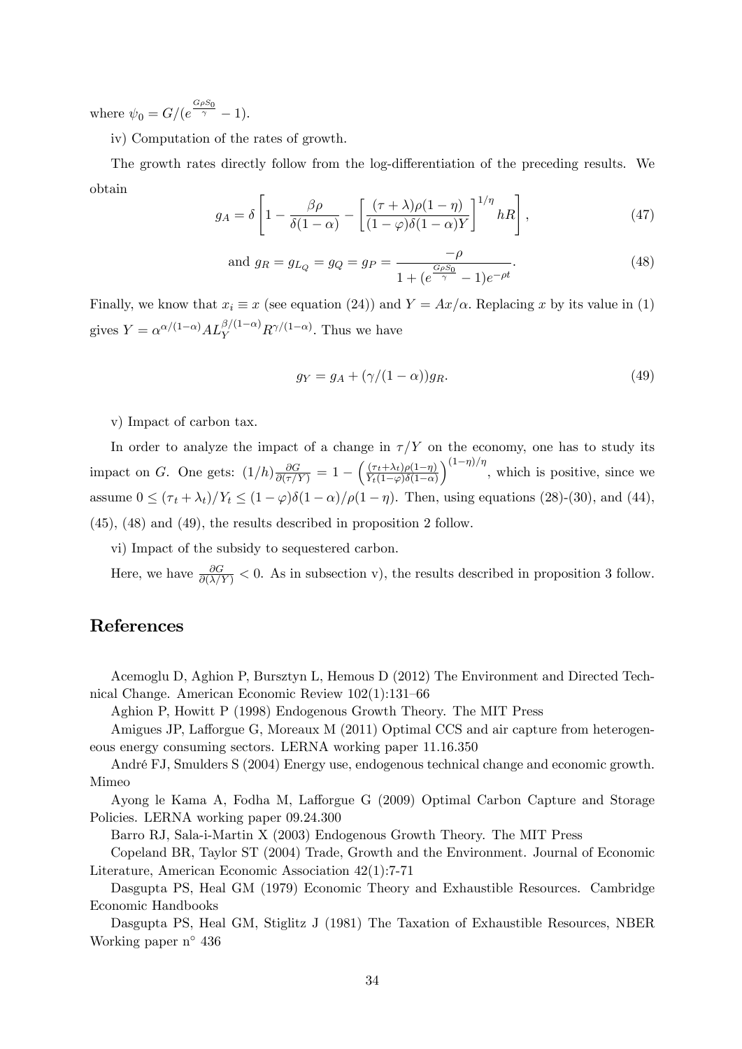where $\psi_0 = G/(e^{\frac{G\rho S_0}{\gamma}} - 1)$.

iv) Computation of the rates of growth.

The growth rates directly follow from the log-differentiation of the preceding results. We obtain

$$g_A = \delta\left[1 - \frac{\beta\rho}{\delta(1-\alpha)} - \left[\frac{(\tau+\lambda)\rho(1-\eta)}{(1-\varphi)\delta(1-\alpha)Y}\right]^{1/\eta} hR\right], \tag{47}$$

$$\text{and } g_R = g_{L_Q} = g_Q = g_P = \frac{-\rho}{1 + (e^{\frac{G\rho S_0}{\gamma}} - 1)e^{-\rho t}}. \tag{48}$$

Finally, we know that $x_i \equiv x$ (see equation (24)) and $Y = Ax/\alpha$. Replacing $x$ by its value in (1) gives $Y = \alpha^{\alpha/(1-\alpha)} A L_Y^{\beta/(1-\alpha)} R^{\gamma/(1-\alpha)}$. Thus we have

$$g_Y = g_A + (\gamma/(1-\alpha))g_R. \tag{49}$$

v) Impact of carbon tax.

In order to analyze the impact of a change in $\tau/Y$ on the economy, one has to study its impact on $G$. One gets: $(1/h)\frac{\partial G}{\partial(\tau/Y)} = 1 - \left(\frac{(\tau_t+\lambda_t)\rho(1-\eta)}{Y_t(1-\varphi)\delta(1-\alpha)}\right)^{(1-\eta)/\eta}$, which is positive, since we assume $0 \leq (\tau_t + \lambda_t)/Y_t \leq (1-\varphi)\delta(1-\alpha)/\rho(1-\eta)$. Then, using equations (28)-(30), and (44), (45), (48) and (49), the results described in proposition 2 follow.

vi) Impact of the subsidy to sequestered carbon.

Here, we have $\frac{\partial G}{\partial(\lambda/Y)} < 0$. As in subsection v), the results described in proposition 3 follow.

# References

Acemoglu D, Aghion P, Bursztyn L, Hemous D (2012) The Environment and Directed Technical Change. American Economic Review 102(1):131–66

Aghion P, Howitt P (1998) Endogenous Growth Theory. The MIT Press

Amigues JP, Lafforgue G, Moreaux M (2011) Optimal CCS and air capture from heterogeneous energy consuming sectors. LERNA working paper 11.16.350

André FJ, Smulders S (2004) Energy use, endogenous technical change and economic growth. Mimeo

Ayong le Kama A, Fodha M, Lafforgue G (2009) Optimal Carbon Capture and Storage Policies. LERNA working paper 09.24.300

Barro RJ, Sala-i-Martin X (2003) Endogenous Growth Theory. The MIT Press

Copeland BR, Taylor ST (2004) Trade, Growth and the Environment. Journal of Economic Literature, American Economic Association 42(1):7-71

Dasgupta PS, Heal GM (1979) Economic Theory and Exhaustible Resources. Cambridge Economic Handbooks

Dasgupta PS, Heal GM, Stiglitz J (1981) The Taxation of Exhaustible Resources, NBER Working paper n° 436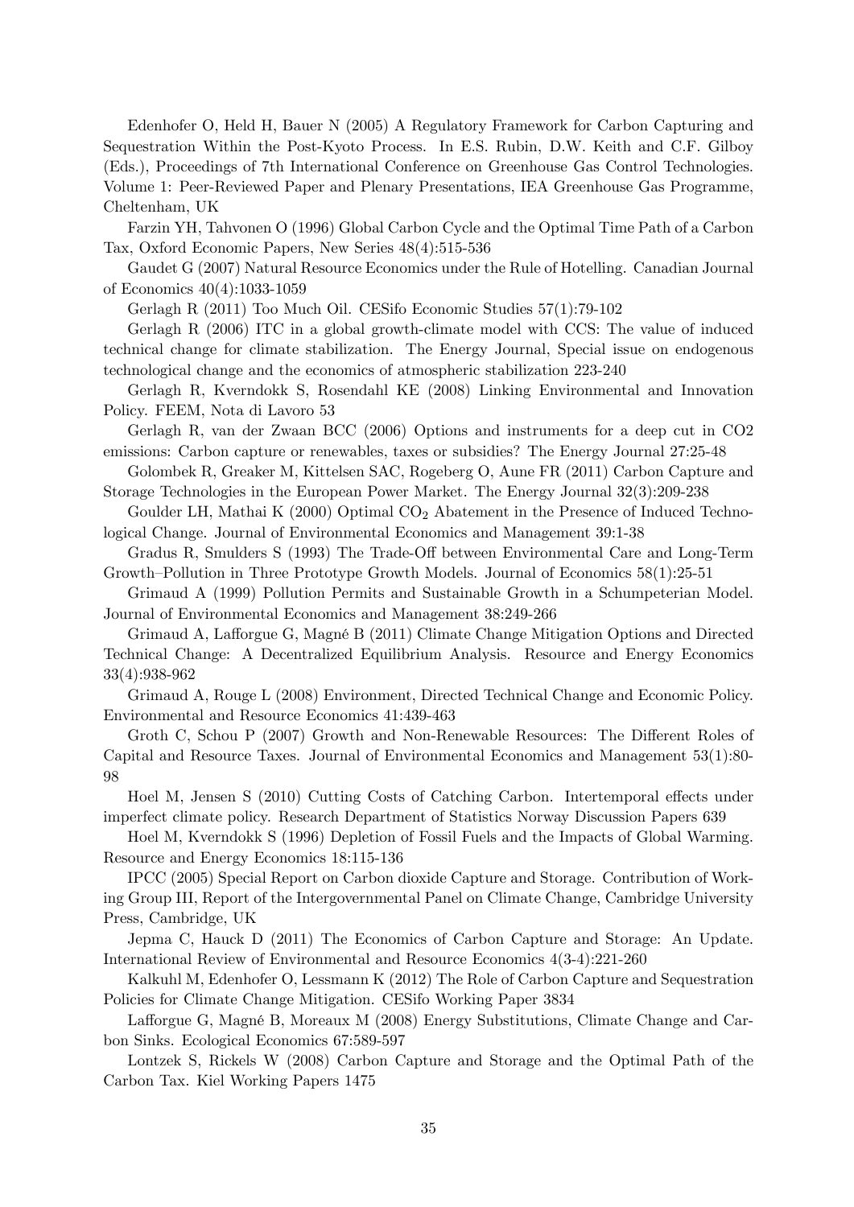Edenhofer O, Held H, Bauer N (2005) A Regulatory Framework for Carbon Capturing and Sequestration Within the Post-Kyoto Process. In E.S. Rubin, D.W. Keith and C.F. Gilboy (Eds.), Proceedings of 7th International Conference on Greenhouse Gas Control Technologies. Volume 1: Peer-Reviewed Paper and Plenary Presentations, IEA Greenhouse Gas Programme, Cheltenham, UK

Farzin YH, Tahvonen O (1996) Global Carbon Cycle and the Optimal Time Path of a Carbon Tax, Oxford Economic Papers, New Series 48(4):515-536

Gaudet G (2007) Natural Resource Economics under the Rule of Hotelling. Canadian Journal of Economics 40(4):1033-1059

Gerlagh R (2011) Too Much Oil. CESifo Economic Studies 57(1):79-102

Gerlagh R (2006) ITC in a global growth-climate model with CCS: The value of induced technical change for climate stabilization. The Energy Journal, Special issue on endogenous technological change and the economics of atmospheric stabilization 223-240

Gerlagh R, Kverndokk S, Rosendahl KE (2008) Linking Environmental and Innovation Policy. FEEM, Nota di Lavoro 53

Gerlagh R, van der Zwaan BCC (2006) Options and instruments for a deep cut in CO2 emissions: Carbon capture or renewables, taxes or subsidies? The Energy Journal 27:25-48

Golombek R, Greaker M, Kittelsen SAC, Rogeberg O, Aune FR (2011) Carbon Capture and Storage Technologies in the European Power Market. The Energy Journal 32(3):209-238

Goulder LH, Mathai K (2000) Optimal $CO_2$ Abatement in the Presence of Induced Technological Change. Journal of Environmental Economics and Management 39:1-38

Gradus R, Smulders S (1993) The Trade-Off between Environmental Care and Long-Term Growth–Pollution in Three Prototype Growth Models. Journal of Economics 58(1):25-51

Grimaud A (1999) Pollution Permits and Sustainable Growth in a Schumpeterian Model. Journal of Environmental Economics and Management 38:249-266

Grimaud A, Lafforgue G, Magné B (2011) Climate Change Mitigation Options and Directed Technical Change: A Decentralized Equilibrium Analysis. Resource and Energy Economics 33(4):938-962

Grimaud A, Rouge L (2008) Environment, Directed Technical Change and Economic Policy. Environmental and Resource Economics 41:439-463

Groth C, Schou P (2007) Growth and Non-Renewable Resources: The Different Roles of Capital and Resource Taxes. Journal of Environmental Economics and Management 53(1):80-98

Hoel M, Jensen S (2010) Cutting Costs of Catching Carbon. Intertemporal effects under imperfect climate policy. Research Department of Statistics Norway Discussion Papers 639

Hoel M, Kverndokk S (1996) Depletion of Fossil Fuels and the Impacts of Global Warming. Resource and Energy Economics 18:115-136

IPCC (2005) Special Report on Carbon dioxide Capture and Storage. Contribution of Working Group III, Report of the Intergovernmental Panel on Climate Change, Cambridge University Press, Cambridge, UK

Jepma C, Hauck D (2011) The Economics of Carbon Capture and Storage: An Update. International Review of Environmental and Resource Economics 4(3-4):221-260

Kalkuhl M, Edenhofer O, Lessmann K (2012) The Role of Carbon Capture and Sequestration Policies for Climate Change Mitigation. CESifo Working Paper 3834

Lafforgue G, Magné B, Moreaux M (2008) Energy Substitutions, Climate Change and Carbon Sinks. Ecological Economics 67:589-597

Lontzek S, Rickels W (2008) Carbon Capture and Storage and the Optimal Path of the Carbon Tax. Kiel Working Papers 1475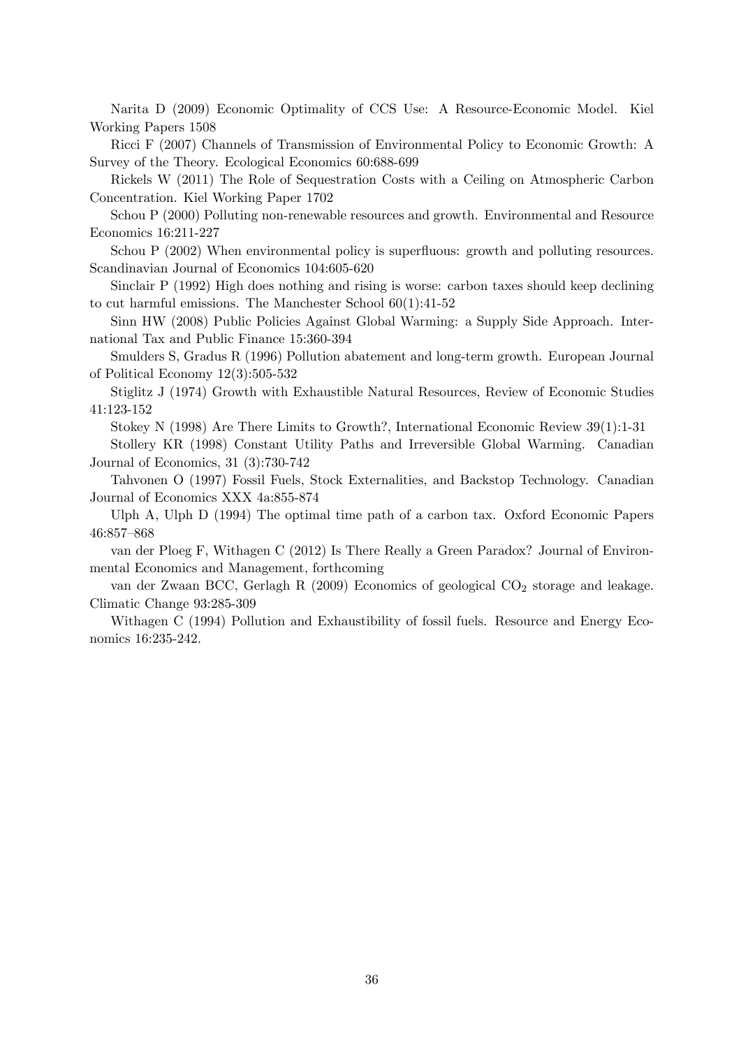Narita D (2009) Economic Optimality of CCS Use: A Resource-Economic Model. Kiel Working Papers 1508

Ricci F (2007) Channels of Transmission of Environmental Policy to Economic Growth: A Survey of the Theory. Ecological Economics 60:688-699

Rickels W (2011) The Role of Sequestration Costs with a Ceiling on Atmospheric Carbon Concentration. Kiel Working Paper 1702

Schou P (2000) Polluting non-renewable resources and growth. Environmental and Resource Economics 16:211-227

Schou P (2002) When environmental policy is superfluous: growth and polluting resources. Scandinavian Journal of Economics 104:605-620

Sinclair P (1992) High does nothing and rising is worse: carbon taxes should keep declining to cut harmful emissions. The Manchester School 60(1):41-52

Sinn HW (2008) Public Policies Against Global Warming: a Supply Side Approach. International Tax and Public Finance 15:360-394

Smulders S, Gradus R (1996) Pollution abatement and long-term growth. European Journal of Political Economy 12(3):505-532

Stiglitz J (1974) Growth with Exhaustible Natural Resources, Review of Economic Studies 41:123-152

Stokey N (1998) Are There Limits to Growth?, International Economic Review 39(1):1-31

Stollery KR (1998) Constant Utility Paths and Irreversible Global Warming. Canadian Journal of Economics, 31 (3):730-742

Tahvonen O (1997) Fossil Fuels, Stock Externalities, and Backstop Technology. Canadian Journal of Economics XXX 4a:855-874

Ulph A, Ulph D (1994) The optimal time path of a carbon tax. Oxford Economic Papers 46:857–868

van der Ploeg F, Withagen C (2012) Is There Really a Green Paradox? Journal of Environmental Economics and Management, forthcoming

van der Zwaan BCC, Gerlagh R (2009) Economics of geological $CO_2$ storage and leakage. Climatic Change 93:285-309

Withagen C (1994) Pollution and Exhaustibility of fossil fuels. Resource and Energy Economics 16:235-242.